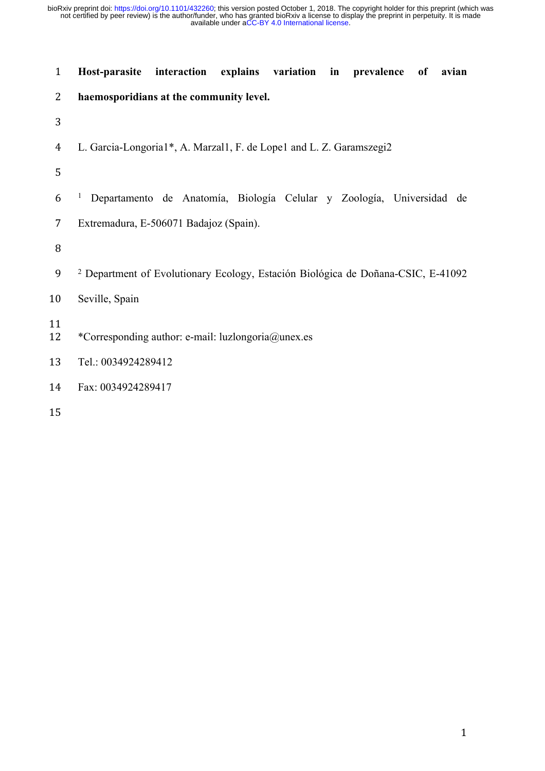# Host-parasite interaction explains variation in prevalence of avian haemosporidians at the community level.

L. Garcia-Longoria[1]*, A. Marzal[1], F. de Lope[1] and L. Z. Garamszegi[2]

[1] Departamento de Anatomía, Biología Celular y Zoología, Universidad de Extremadura, E-506071 Badajoz (Spain).

[2] Department of Evolutionary Ecology, Estación Biológica de Doñana-CSIC, E-41092 Seville, Spain

*Corresponding author: e-mail: luzlongoria@unex.es

Tel.: 0034924289412

Fax: 0034924289417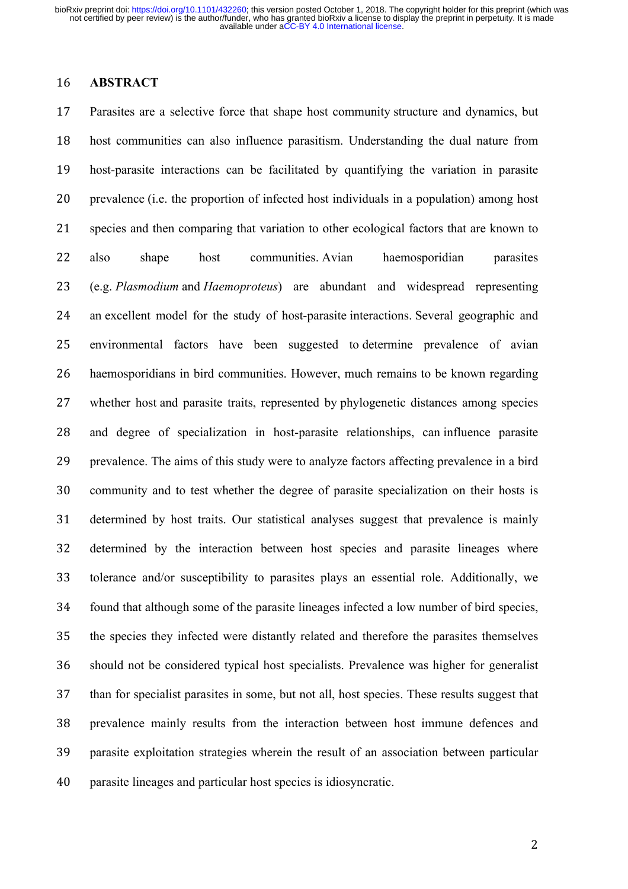## ABSTRACT

Parasites are a selective force that shape host community structure and dynamics, but host communities can also influence parasitism. Understanding the dual nature from host-parasite interactions can be facilitated by quantifying the variation in parasite prevalence (i.e. the proportion of infected host individuals in a population) among host species and then comparing that variation to other ecological factors that are known to also shape host communities. Avian haemosporidian parasites (e.g. *Plasmodium* and *Haemoproteus*) are abundant and widespread representing an excellent model for the study of host-parasite interactions. Several geographic and environmental factors have been suggested to determine prevalence of avian haemosporidians in bird communities. However, much remains to be known regarding whether host and parasite traits, represented by phylogenetic distances among species and degree of specialization in host-parasite relationships, can influence parasite prevalence. The aims of this study were to analyze factors affecting prevalence in a bird community and to test whether the degree of parasite specialization on their hosts is determined by host traits. Our statistical analyses suggest that prevalence is mainly determined by the interaction between host species and parasite lineages where tolerance and/or susceptibility to parasites plays an essential role. Additionally, we found that although some of the parasite lineages infected a low number of bird species, the species they infected were distantly related and therefore the parasites themselves should not be considered typical host specialists. Prevalence was higher for generalist than for specialist parasites in some, but not all, host species. These results suggest that prevalence mainly results from the interaction between host immune defences and parasite exploitation strategies wherein the result of an association between particular parasite lineages and particular host species is idiosyncratic.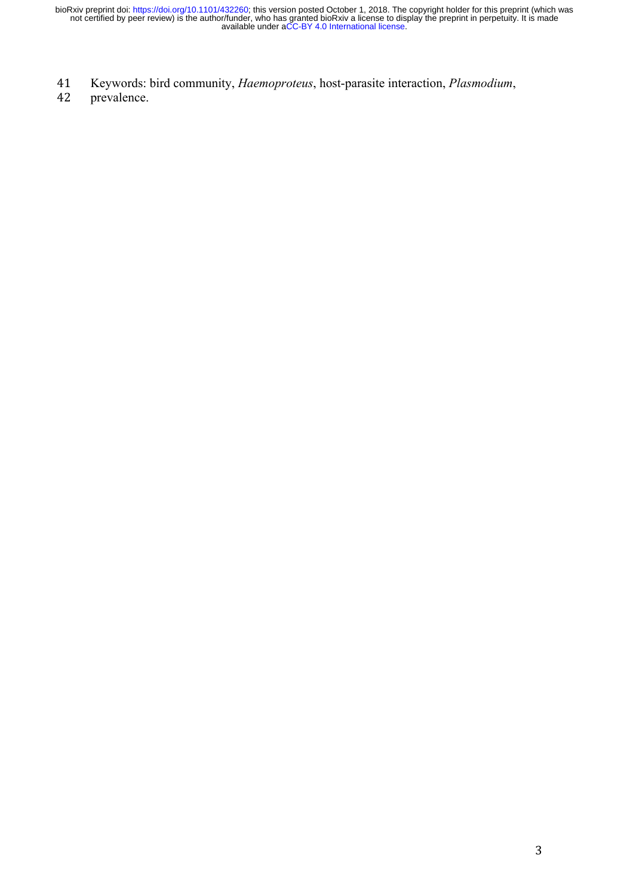Keywords: bird community, *Haemoproteus*, host-parasite interaction, *Plasmodium*, prevalence.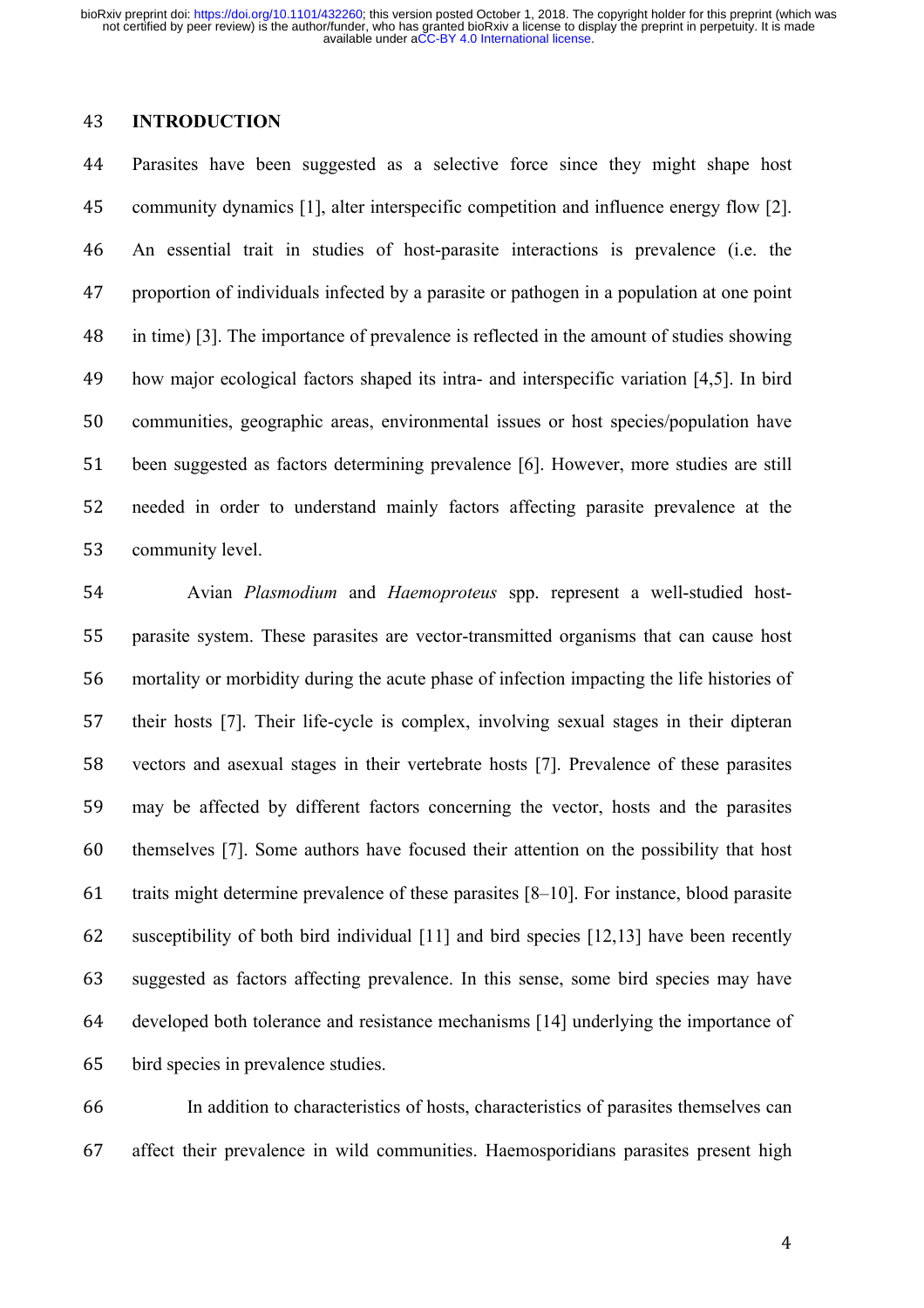## INTRODUCTION

Parasites have been suggested as a selective force since they might shape host community dynamics [1], alter interspecific competition and influence energy flow [2]. An essential trait in studies of host-parasite interactions is prevalence (i.e. the proportion of individuals infected by a parasite or pathogen in a population at one point in time) [3]. The importance of prevalence is reflected in the amount of studies showing how major ecological factors shaped its intra- and interspecific variation [4,5]. In bird communities, geographic areas, environmental issues or host species/population have been suggested as factors determining prevalence [6]. However, more studies are still needed in order to understand mainly factors affecting parasite prevalence at the community level.

Avian *Plasmodium* and *Haemoproteus* spp. represent a well-studied host-parasite system. These parasites are vector-transmitted organisms that can cause host mortality or morbidity during the acute phase of infection impacting the life histories of their hosts [7]. Their life-cycle is complex, involving sexual stages in their dipteran vectors and asexual stages in their vertebrate hosts [7]. Prevalence of these parasites may be affected by different factors concerning the vector, hosts and the parasites themselves [7]. Some authors have focused their attention on the possibility that host traits might determine prevalence of these parasites [8–10]. For instance, blood parasite susceptibility of both bird individual [11] and bird species [12,13] have been recently suggested as factors affecting prevalence. In this sense, some bird species may have developed both tolerance and resistance mechanisms [14] underlying the importance of bird species in prevalence studies.

In addition to characteristics of hosts, characteristics of parasites themselves can affect their prevalence in wild communities. Haemosporidians parasites present high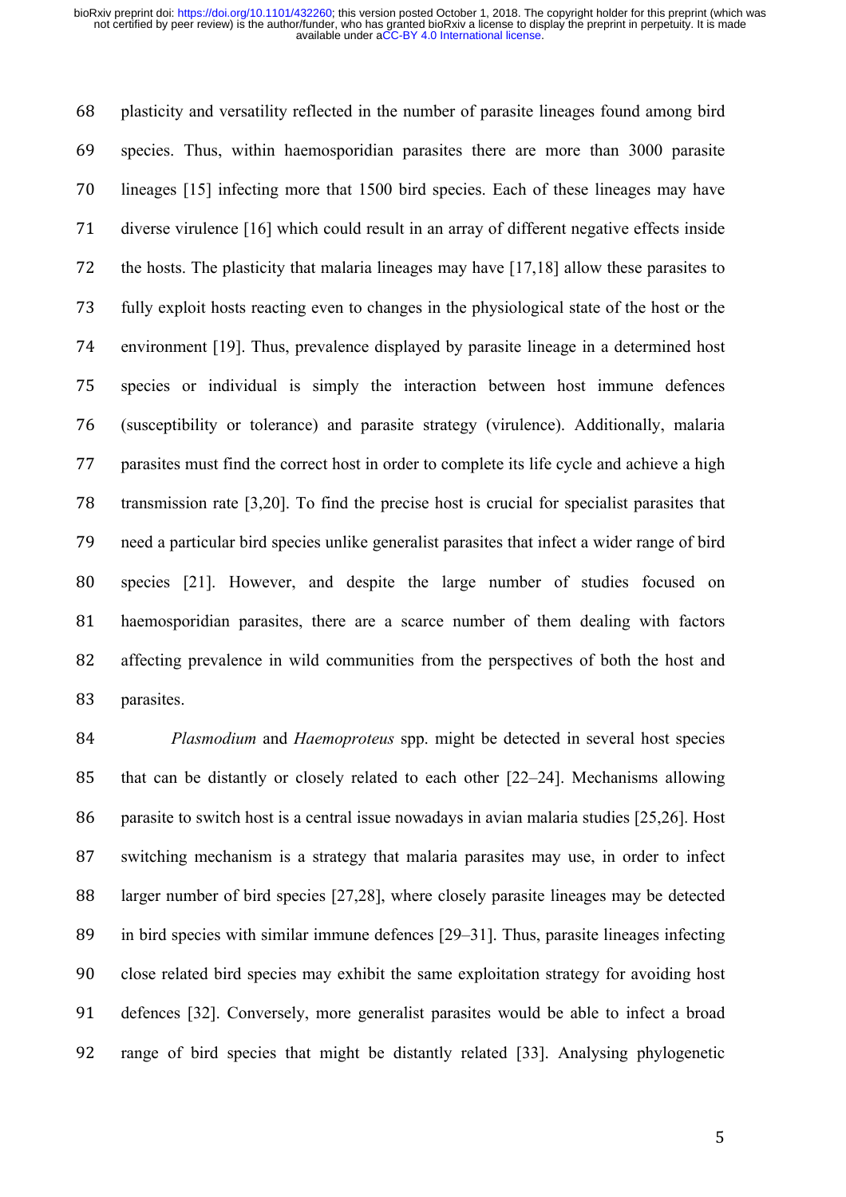plasticity and versatility reflected in the number of parasite lineages found among bird species. Thus, within haemosporidian parasites there are more than 3000 parasite lineages [15] infecting more that 1500 bird species. Each of these lineages may have diverse virulence [16] which could result in an array of different negative effects inside the hosts. The plasticity that malaria lineages may have [17,18] allow these parasites to fully exploit hosts reacting even to changes in the physiological state of the host or the environment [19]. Thus, prevalence displayed by parasite lineage in a determined host species or individual is simply the interaction between host immune defences (susceptibility or tolerance) and parasite strategy (virulence). Additionally, malaria parasites must find the correct host in order to complete its life cycle and achieve a high transmission rate [3,20]. To find the precise host is crucial for specialist parasites that need a particular bird species unlike generalist parasites that infect a wider range of bird species [21]. However, and despite the large number of studies focused on haemosporidian parasites, there are a scarce number of them dealing with factors affecting prevalence in wild communities from the perspectives of both the host and parasites.

*Plasmodium* and *Haemoproteus* spp. might be detected in several host species that can be distantly or closely related to each other [22–24]. Mechanisms allowing parasite to switch host is a central issue nowadays in avian malaria studies [25,26]. Host switching mechanism is a strategy that malaria parasites may use, in order to infect larger number of bird species [27,28], where closely parasite lineages may be detected in bird species with similar immune defences [29–31]. Thus, parasite lineages infecting close related bird species may exhibit the same exploitation strategy for avoiding host defences [32]. Conversely, more generalist parasites would be able to infect a broad range of bird species that might be distantly related [33]. Analysing phylogenetic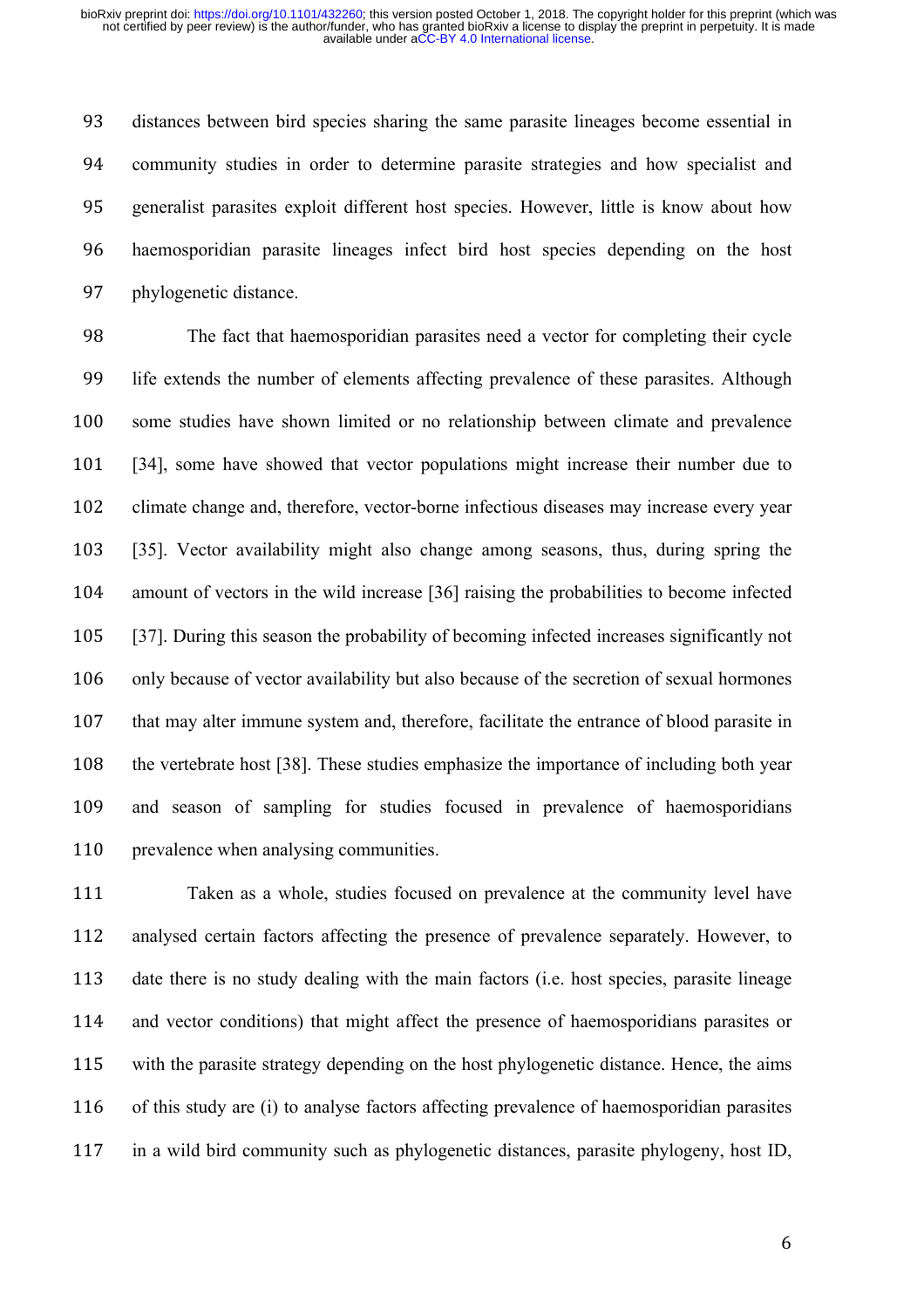distances between bird species sharing the same parasite lineages become essential in community studies in order to determine parasite strategies and how specialist and generalist parasites exploit different host species. However, little is know about how haemosporidian parasite lineages infect bird host species depending on the host phylogenetic distance.

The fact that haemosporidian parasites need a vector for completing their cycle life extends the number of elements affecting prevalence of these parasites. Although some studies have shown limited or no relationship between climate and prevalence [34], some have showed that vector populations might increase their number due to climate change and, therefore, vector-borne infectious diseases may increase every year [35]. Vector availability might also change among seasons, thus, during spring the amount of vectors in the wild increase [36] raising the probabilities to become infected [37]. During this season the probability of becoming infected increases significantly not only because of vector availability but also because of the secretion of sexual hormones that may alter immune system and, therefore, facilitate the entrance of blood parasite in the vertebrate host [38]. These studies emphasize the importance of including both year and season of sampling for studies focused in prevalence of haemosporidians prevalence when analysing communities.

Taken as a whole, studies focused on prevalence at the community level have analysed certain factors affecting the presence of prevalence separately. However, to date there is no study dealing with the main factors (i.e. host species, parasite lineage and vector conditions) that might affect the presence of haemosporidians parasites or with the parasite strategy depending on the host phylogenetic distance. Hence, the aims of this study are (i) to analyse factors affecting prevalence of haemosporidian parasites in a wild bird community such as phylogenetic distances, parasite phylogeny, host ID,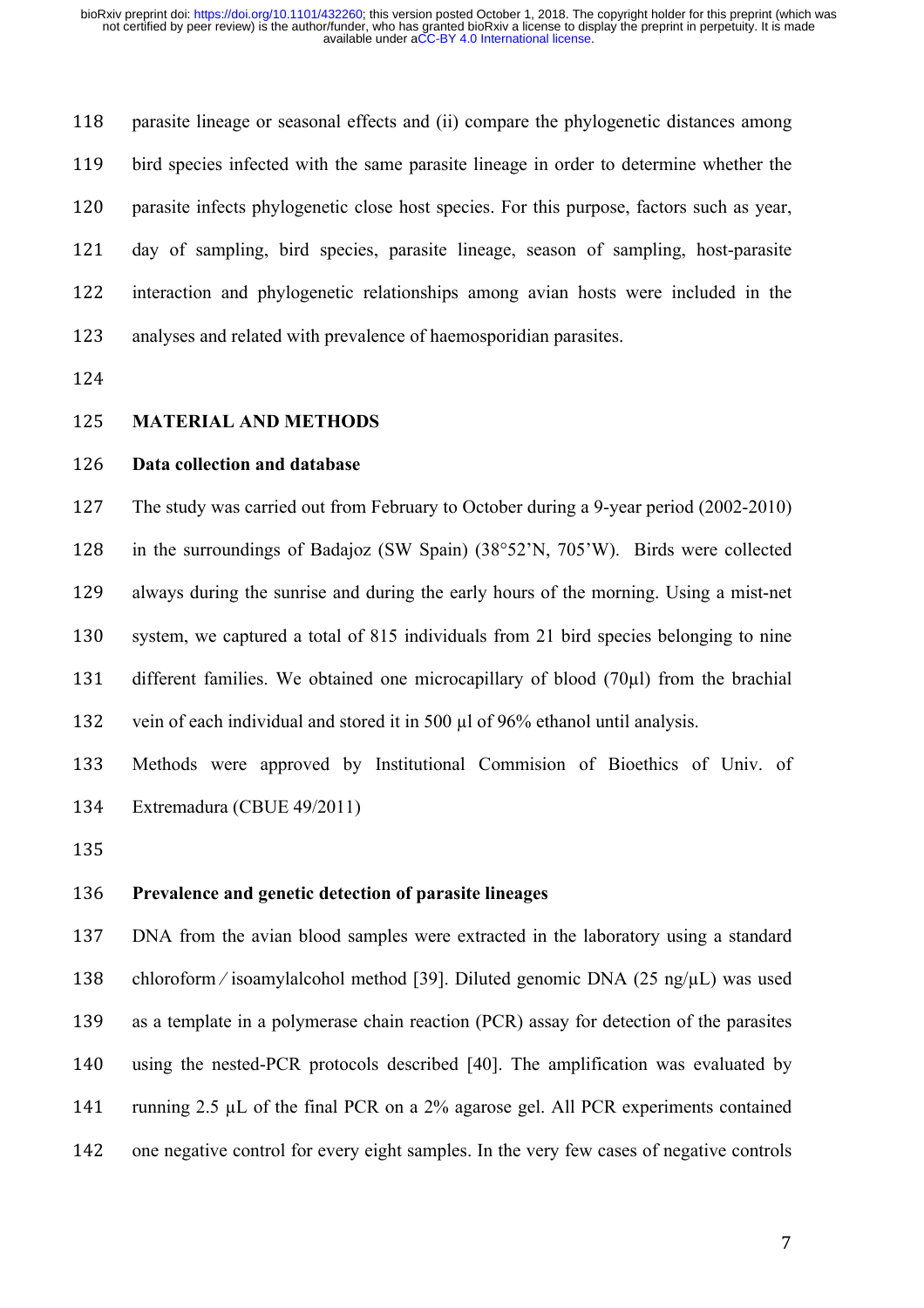parasite lineage or seasonal effects and (ii) compare the phylogenetic distances among bird species infected with the same parasite lineage in order to determine whether the parasite infects phylogenetic close host species. For this purpose, factors such as year, day of sampling, bird species, parasite lineage, season of sampling, host-parasite interaction and phylogenetic relationships among avian hosts were included in the analyses and related with prevalence of haemosporidian parasites.

## MATERIAL AND METHODS

### Data collection and database

The study was carried out from February to October during a 9-year period (2002-2010) in the surroundings of Badajoz (SW Spain) (38°52'N, 705'W). Birds were collected always during the sunrise and during the early hours of the morning. Using a mist-net system, we captured a total of 815 individuals from 21 bird species belonging to nine different families. We obtained one microcapillary of blood (70μl) from the brachial vein of each individual and stored it in 500 μl of 96% ethanol until analysis.

Methods were approved by Institutional Commision of Bioethics of Univ. of Extremadura (CBUE 49/2011)

### Prevalence and genetic detection of parasite lineages

DNA from the avian blood samples were extracted in the laboratory using a standard chloroform ⁄ isoamylalcohol method [39]. Diluted genomic DNA (25 ng/μL) was used as a template in a polymerase chain reaction (PCR) assay for detection of the parasites using the nested-PCR protocols described [40]. The amplification was evaluated by running 2.5 μL of the final PCR on a 2% agarose gel. All PCR experiments contained one negative control for every eight samples. In the very few cases of negative controls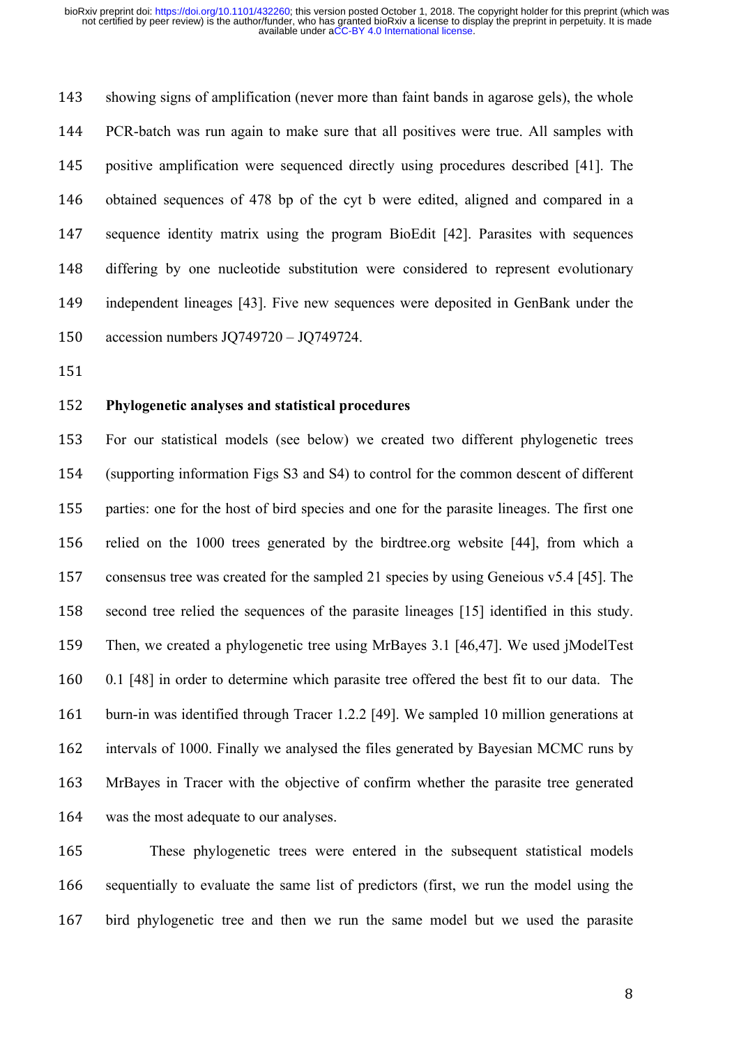showing signs of amplification (never more than faint bands in agarose gels), the whole PCR-batch was run again to make sure that all positives were true. All samples with positive amplification were sequenced directly using procedures described [41]. The obtained sequences of 478 bp of the cyt b were edited, aligned and compared in a sequence identity matrix using the program BioEdit [42]. Parasites with sequences differing by one nucleotide substitution were considered to represent evolutionary independent lineages [43]. Five new sequences were deposited in GenBank under the accession numbers JQ749720 – JQ749724.

**Phylogenetic analyses and statistical procedures**

For our statistical models (see below) we created two different phylogenetic trees (supporting information Figs S3 and S4) to control for the common descent of different parties: one for the host of bird species and one for the parasite lineages. The first one relied on the 1000 trees generated by the birdtree.org website [44], from which a consensus tree was created for the sampled 21 species by using Geneious v5.4 [45]. The second tree relied the sequences of the parasite lineages [15] identified in this study. Then, we created a phylogenetic tree using MrBayes 3.1 [46,47]. We used jModelTest 0.1 [48] in order to determine which parasite tree offered the best fit to our data. The burn-in was identified through Tracer 1.2.2 [49]. We sampled 10 million generations at intervals of 1000. Finally we analysed the files generated by Bayesian MCMC runs by MrBayes in Tracer with the objective of confirm whether the parasite tree generated was the most adequate to our analyses.

These phylogenetic trees were entered in the subsequent statistical models sequentially to evaluate the same list of predictors (first, we run the model using the bird phylogenetic tree and then we run the same model but we used the parasite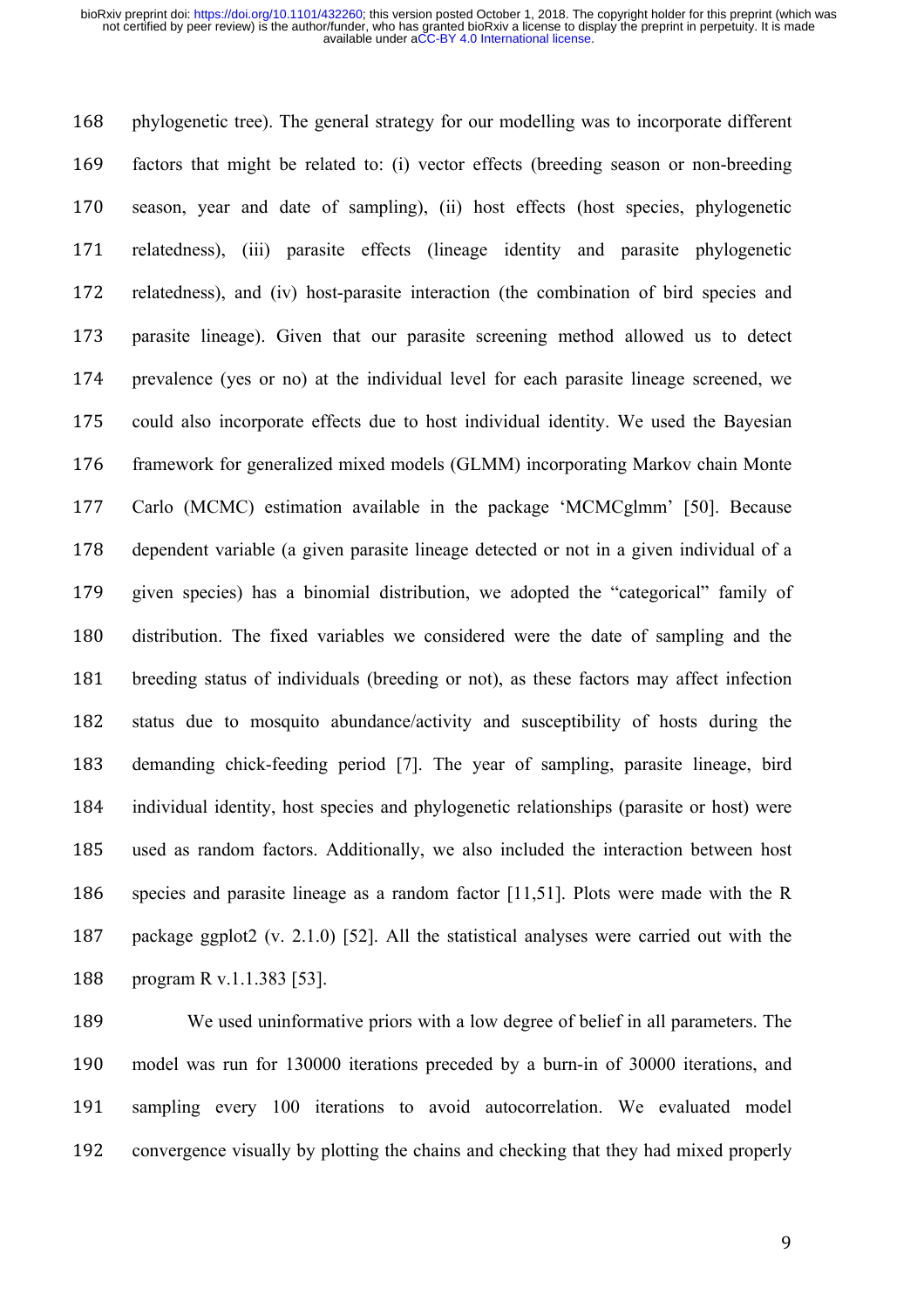phylogenetic tree). The general strategy for our modelling was to incorporate different factors that might be related to: (i) vector effects (breeding season or non-breeding season, year and date of sampling), (ii) host effects (host species, phylogenetic relatedness), (iii) parasite effects (lineage identity and parasite phylogenetic relatedness), and (iv) host-parasite interaction (the combination of bird species and parasite lineage). Given that our parasite screening method allowed us to detect prevalence (yes or no) at the individual level for each parasite lineage screened, we could also incorporate effects due to host individual identity. We used the Bayesian framework for generalized mixed models (GLMM) incorporating Markov chain Monte Carlo (MCMC) estimation available in the package 'MCMCglmm' [50]. Because dependent variable (a given parasite lineage detected or not in a given individual of a given species) has a binomial distribution, we adopted the "categorical" family of distribution. The fixed variables we considered were the date of sampling and the breeding status of individuals (breeding or not), as these factors may affect infection status due to mosquito abundance/activity and susceptibility of hosts during the demanding chick-feeding period [7]. The year of sampling, parasite lineage, bird individual identity, host species and phylogenetic relationships (parasite or host) were used as random factors. Additionally, we also included the interaction between host species and parasite lineage as a random factor [11,51]. Plots were made with the R package ggplot2 (v. 2.1.0) [52]. All the statistical analyses were carried out with the program R v.1.1.383 [53].

We used uninformative priors with a low degree of belief in all parameters. The model was run for 130000 iterations preceded by a burn-in of 30000 iterations, and sampling every 100 iterations to avoid autocorrelation. We evaluated model convergence visually by plotting the chains and checking that they had mixed properly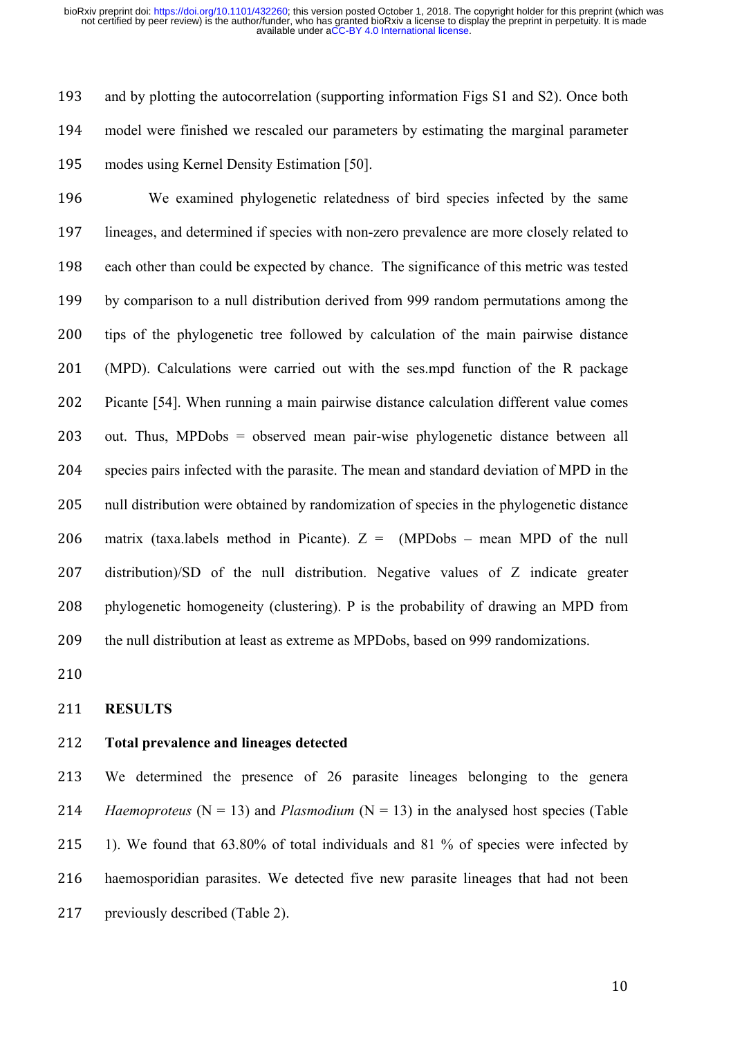and by plotting the autocorrelation (supporting information Figs S1 and S2). Once both model were finished we rescaled our parameters by estimating the marginal parameter modes using Kernel Density Estimation [50].

We examined phylogenetic relatedness of bird species infected by the same lineages, and determined if species with non-zero prevalence are more closely related to each other than could be expected by chance. The significance of this metric was tested by comparison to a null distribution derived from 999 random permutations among the tips of the phylogenetic tree followed by calculation of the main pairwise distance (MPD). Calculations were carried out with the ses.mpd function of the R package Picante [54]. When running a main pairwise distance calculation different value comes out. Thus, MPDobs = observed mean pair-wise phylogenetic distance between all species pairs infected with the parasite. The mean and standard deviation of MPD in the null distribution were obtained by randomization of species in the phylogenetic distance matrix (taxa.labels method in Picante). Z = (MPDobs – mean MPD of the null distribution)/SD of the null distribution. Negative values of Z indicate greater phylogenetic homogeneity (clustering). P is the probability of drawing an MPD from the null distribution at least as extreme as MPDobs, based on 999 randomizations.

## RESULTS

### Total prevalence and lineages detected

We determined the presence of 26 parasite lineages belonging to the genera *Haemoproteus* (N = 13) and *Plasmodium* (N = 13) in the analysed host species (Table 1). We found that 63.80% of total individuals and 81 % of species were infected by haemosporidian parasites. We detected five new parasite lineages that had not been previously described (Table 2).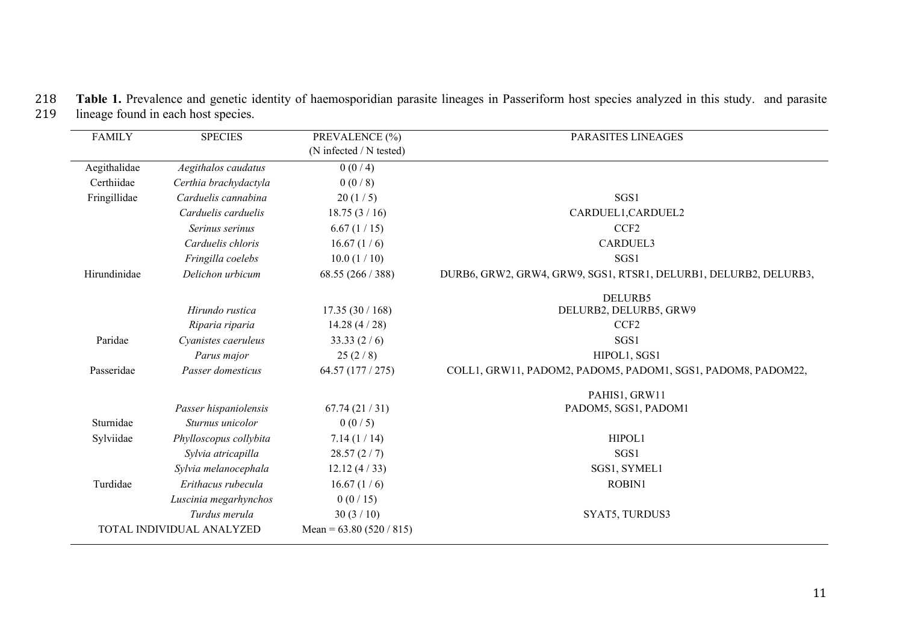**Table 1.** Prevalence and genetic identity of haemosporidian parasite lineages in Passeriform host species analyzed in this study. and parasite lineage found in each host species.

| FAMILY | SPECIES | PREVALENCE (%) (N infected / N tested) | PARASITES LINEAGES |
|---|---|---|---|
| Aegithalidae | *Aegithalos caudatus* | 0 (0 / 4) | |
| Certhiidae | *Certhia brachydactyla* | 0 (0 / 8) | |
| Fringillidae | *Carduelis cannabina* | 20 (1 / 5) | SGS1 |
| | *Carduelis carduelis* | 18.75 (3 / 16) | CARDUEL1,CARDUEL2 |
| | *Serinus serinus* | 6.67 (1 / 15) | CCF2 |
| | *Carduelis chloris* | 16.67 (1 / 6) | CARDUEL3 |
| | *Fringilla coelebs* | 10.0 (1 / 10) | SGS1 |
| Hirundinidae | *Delichon urbicum* | 68.55 (266 / 388) | DURB6, GRW2, GRW4, GRW9, SGS1, RTSR1, DELURB1, DELURB2, DELURB3, DELURB5 |
| | *Hirundo rustica* | 17.35 (30 / 168) | DELURB2, DELURB5, GRW9 |
| | *Riparia riparia* | 14.28 (4 / 28) | CCF2 |
| Paridae | *Cyanistes caeruleus* | 33.33 (2 / 6) | SGS1 |
| | *Parus major* | 25 (2 / 8) | HIPOL1, SGS1 |
| Passeridae | *Passer domesticus* | 64.57 (177 / 275) | COLL1, GRW11, PADOM2, PADOM5, PADOM1, SGS1, PADOM8, PADOM22, PAHIS1, GRW11 |
| | *Passer hispaniolensis* | 67.74 (21 / 31) | PADOM5, SGS1, PADOM1 |
| Sturnidae | *Sturnus unicolor* | 0 (0 / 5) | |
| Sylviidae | *Phylloscopus collybita* | 7.14 (1 / 14) | HIPOL1 |
| | *Sylvia atricapilla* | 28.57 (2 / 7) | SGS1 |
| | *Sylvia melanocephala* | 12.12 (4 / 33) | SGS1, SYMEL1 |
| Turdidae | *Erithacus rubecula* | 16.67 (1 / 6) | ROBIN1 |
| | *Luscinia megarhynchos* | 0 (0 / 15) | |
| | *Turdus merula* | 30 (3 / 10) | SYAT5, TURDUS3 |
| TOTAL INDIVIDUAL ANALYZED | | Mean = 63.80 (520 / 815) | |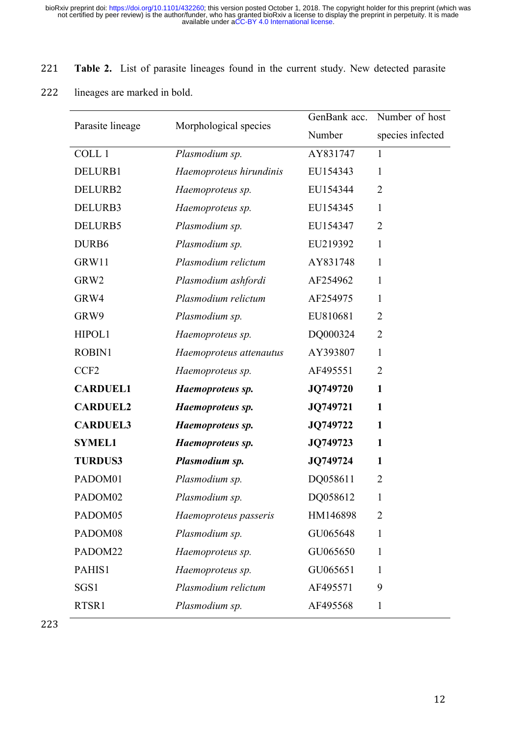**Table 2.** List of parasite lineages found in the current study. New detected parasite lineages are marked in bold.

| Parasite lineage | Morphological species | GenBank acc. Number | Number of host species infected |
|---|---|---|---|
| COLL 1 | *Plasmodium sp.* | AY831747 | 1 |
| DELURB1 | *Haemoproteus hirundinis* | EU154343 | 1 |
| DELURB2 | *Haemoproteus sp.* | EU154344 | 2 |
| DELURB3 | *Haemoproteus sp.* | EU154345 | 1 |
| DELURB5 | *Plasmodium sp.* | EU154347 | 2 |
| DURB6 | *Plasmodium sp.* | EU219392 | 1 |
| GRW11 | *Plasmodium relictum* | AY831748 | 1 |
| GRW2 | *Plasmodium ashfordi* | AF254962 | 1 |
| GRW4 | *Plasmodium relictum* | AF254975 | 1 |
| GRW9 | *Plasmodium sp.* | EU810681 | 2 |
| HIPOL1 | *Haemoproteus sp.* | DQ000324 | 2 |
| ROBIN1 | *Haemoproteus attenautus* | AY393807 | 1 |
| CCF2 | *Haemoproteus sp.* | AF495551 | 2 |
| **CARDUEL1** | ***Haemoproteus sp.*** | **JQ749720** | **1** |
| **CARDUEL2** | ***Haemoproteus sp.*** | **JQ749721** | **1** |
| **CARDUEL3** | ***Haemoproteus sp.*** | **JQ749722** | **1** |
| **SYMEL1** | ***Haemoproteus sp.*** | **JQ749723** | **1** |
| **TURDUS3** | ***Plasmodium sp.*** | **JQ749724** | **1** |
| PADOM01 | *Plasmodium sp.* | DQ058611 | 2 |
| PADOM02 | *Plasmodium sp.* | DQ058612 | 1 |
| PADOM05 | *Haemoproteus passeris* | HM146898 | 2 |
| PADOM08 | *Plasmodium sp.* | GU065648 | 1 |
| PADOM22 | *Haemoproteus sp.* | GU065650 | 1 |
| PAHIS1 | *Haemoproteus sp.* | GU065651 | 1 |
| SGS1 | *Plasmodium relictum* | AF495571 | 9 |
| RTSR1 | *Plasmodium sp.* | AF495568 | 1 |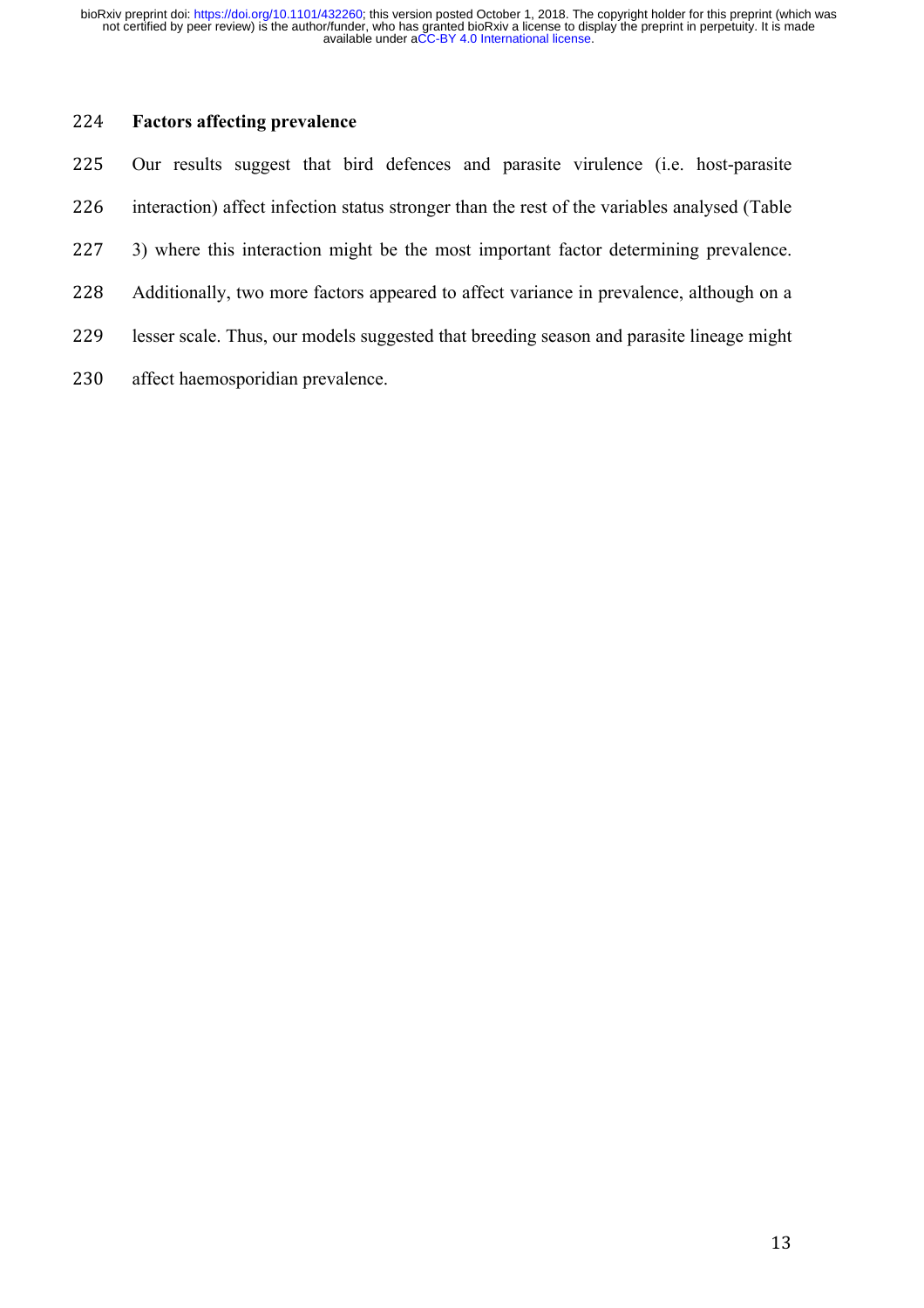### Factors affecting prevalence

Our results suggest that bird defences and parasite virulence (i.e. host-parasite interaction) affect infection status stronger than the rest of the variables analysed (Table 3) where this interaction might be the most important factor determining prevalence. Additionally, two more factors appeared to affect variance in prevalence, although on a lesser scale. Thus, our models suggested that breeding season and parasite lineage might affect haemosporidian prevalence.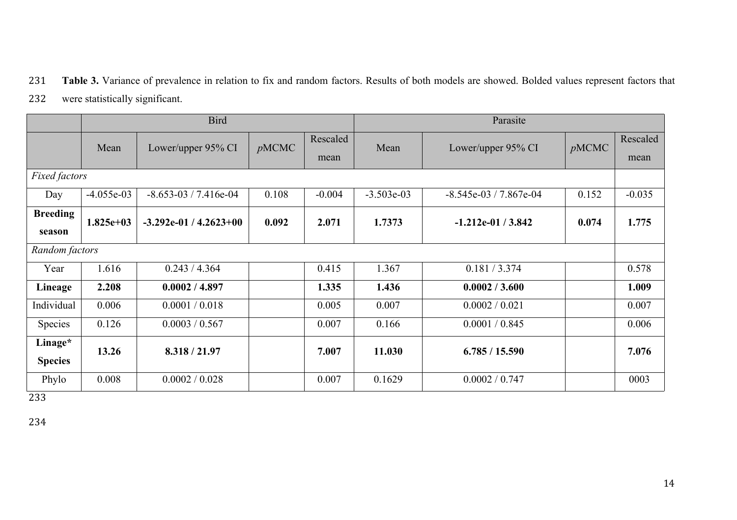**Table 3.** Variance of prevalence in relation to fix and random factors. Results of both models are showed. Bolded values represent factors that were statistically significant.

| | Bird | | | | Parasite | | | |
|---|---|---|---|---|---|---|---|---|
| | Mean | Lower/upper 95% CI | *p*MCMC | Rescaled mean | Mean | Lower/upper 95% CI | *p*MCMC | Rescaled mean |
| *Fixed factors* | | | | | | | | |
| Day | -4.055e-03 | -8.653-03 / 7.416e-04 | 0.108 | -0.004 | -3.503e-03 | -8.545e-03 / 7.867e-04 | 0.152 | -0.035 |
| **Breeding season** | **1.825e+03** | **-3.292e-01 / 4.2623+00** | **0.092** | **2.071** | **1.7373** | **-1.212e-01 / 3.842** | **0.074** | **1.775** |
| *Random factors* | | | | | | | | |
| Year | 1.616 | 0.243 / 4.364 | | 0.415 | 1.367 | 0.181 / 3.374 | | 0.578 |
| **Lineage** | **2.208** | **0.0002 / 4.897** | | **1.335** | **1.436** | **0.0002 / 3.600** | | **1.009** |
| Individual | 0.006 | 0.0001 / 0.018 | | 0.005 | 0.007 | 0.0002 / 0.021 | | 0.007 |
| Species | 0.126 | 0.0003 / 0.567 | | 0.007 | 0.166 | 0.0001 / 0.845 | | 0.006 |
| **Linage* Species** | **13.26** | **8.318 / 21.97** | | **7.007** | **11.030** | **6.785 / 15.590** | | **7.076** |
| Phylo | 0.008 | 0.0002 / 0.028 | | 0.007 | 0.1629 | 0.0002 / 0.747 | | 0003 |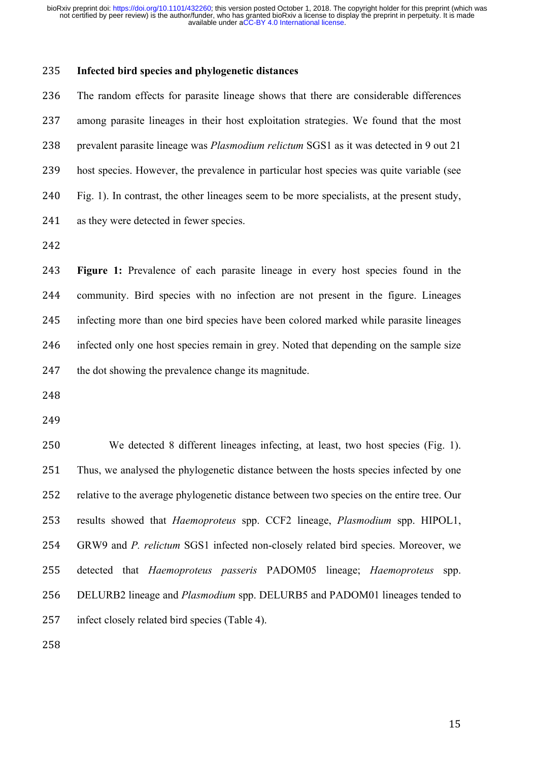**Infected bird species and phylogenetic distances**

The random effects for parasite lineage shows that there are considerable differences among parasite lineages in their host exploitation strategies. We found that the most prevalent parasite lineage was *Plasmodium relictum* SGS1 as it was detected in 9 out 21 host species. However, the prevalence in particular host species was quite variable (see Fig. 1). In contrast, the other lineages seem to be more specialists, at the present study, as they were detected in fewer species.

**Figure 1:** Prevalence of each parasite lineage in every host species found in the community. Bird species with no infection are not present in the figure. Lineages infecting more than one bird species have been colored marked while parasite lineages infected only one host species remain in grey. Noted that depending on the sample size the dot showing the prevalence change its magnitude.

We detected 8 different lineages infecting, at least, two host species (Fig. 1). Thus, we analysed the phylogenetic distance between the hosts species infected by one relative to the average phylogenetic distance between two species on the entire tree. Our results showed that *Haemoproteus* spp. CCF2 lineage, *Plasmodium* spp. HIPOL1, GRW9 and *P. relictum* SGS1 infected non-closely related bird species. Moreover, we detected that *Haemoproteus passeris* PADOM05 lineage; *Haemoproteus* spp. DELURB2 lineage and *Plasmodium* spp. DELURB5 and PADOM01 lineages tended to infect closely related bird species (Table 4).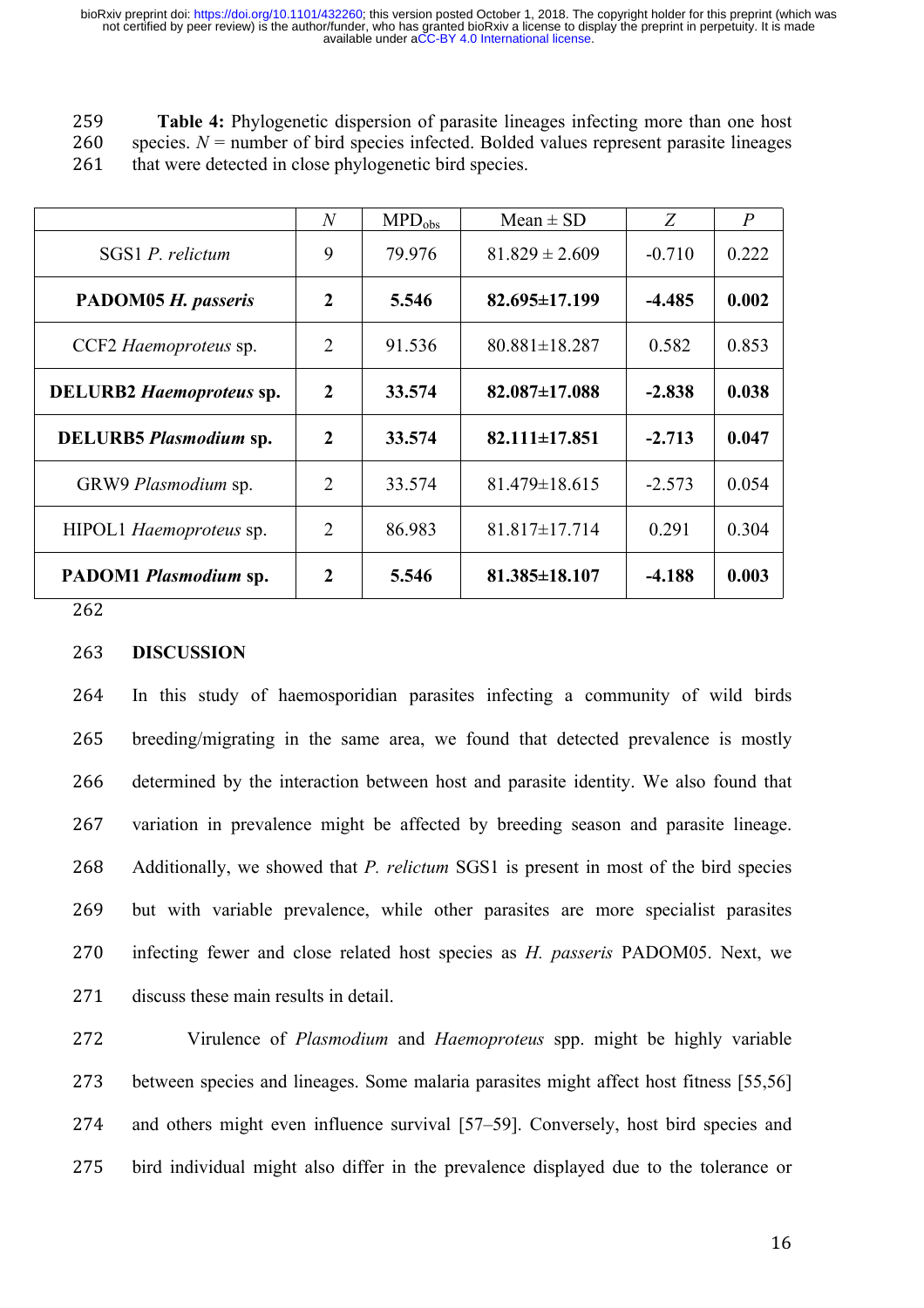**Table 4:** Phylogenetic dispersion of parasite lineages infecting more than one host species. *N* = number of bird species infected. Bolded values represent parasite lineages that were detected in close phylogenetic bird species.

| | *N* | $MPD_{obs}$ | Mean ± SD | *Z* | *P* |
|---|---|---|---|---|---|
| SGS1 *P. relictum* | 9 | 79.976 | 81.829 ± 2.609 | -0.710 | 0.222 |
| **PADOM05 *H. passeris*** | **2** | **5.546** | **82.695±17.199** | **-4.485** | **0.002** |
| CCF2 *Haemoproteus* sp. | 2 | 91.536 | 80.881±18.287 | 0.582 | 0.853 |
| **DELURB2 *Haemoproteus* sp.** | **2** | **33.574** | **82.087±17.088** | **-2.838** | **0.038** |
| **DELURB5 *Plasmodium* sp.** | **2** | **33.574** | **82.111±17.851** | **-2.713** | **0.047** |
| GRW9 *Plasmodium* sp. | 2 | 33.574 | 81.479±18.615 | -2.573 | 0.054 |
| HIPOL1 *Haemoproteus* sp. | 2 | 86.983 | 81.817±17.714 | 0.291 | 0.304 |
| **PADOM1 *Plasmodium* sp.** | **2** | **5.546** | **81.385±18.107** | **-4.188** | **0.003** |

## DISCUSSION

In this study of haemosporidian parasites infecting a community of wild birds breeding/migrating in the same area, we found that detected prevalence is mostly determined by the interaction between host and parasite identity. We also found that variation in prevalence might be affected by breeding season and parasite lineage. Additionally, we showed that *P. relictum* SGS1 is present in most of the bird species but with variable prevalence, while other parasites are more specialist parasites infecting fewer and close related host species as *H. passeris* PADOM05. Next, we discuss these main results in detail.

Virulence of *Plasmodium* and *Haemoproteus* spp. might be highly variable between species and lineages. Some malaria parasites might affect host fitness [55,56] and others might even influence survival [57–59]. Conversely, host bird species and bird individual might also differ in the prevalence displayed due to the tolerance or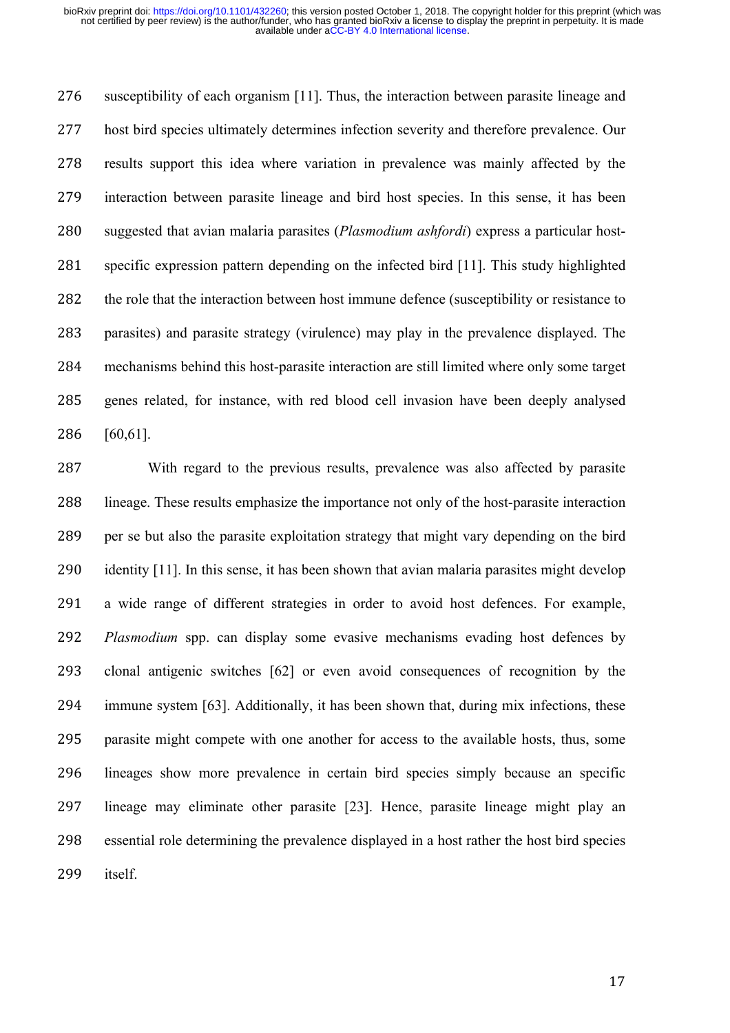susceptibility of each organism [11]. Thus, the interaction between parasite lineage and host bird species ultimately determines infection severity and therefore prevalence. Our results support this idea where variation in prevalence was mainly affected by the interaction between parasite lineage and bird host species. In this sense, it has been suggested that avian malaria parasites (*Plasmodium ashfordi*) express a particular host-specific expression pattern depending on the infected bird [11]. This study highlighted the role that the interaction between host immune defence (susceptibility or resistance to parasites) and parasite strategy (virulence) may play in the prevalence displayed. The mechanisms behind this host-parasite interaction are still limited where only some target genes related, for instance, with red blood cell invasion have been deeply analysed [60,61].

With regard to the previous results, prevalence was also affected by parasite lineage. These results emphasize the importance not only of the host-parasite interaction per se but also the parasite exploitation strategy that might vary depending on the bird identity [11]. In this sense, it has been shown that avian malaria parasites might develop a wide range of different strategies in order to avoid host defences. For example, *Plasmodium* spp. can display some evasive mechanisms evading host defences by clonal antigenic switches [62] or even avoid consequences of recognition by the immune system [63]. Additionally, it has been shown that, during mix infections, these parasite might compete with one another for access to the available hosts, thus, some lineages show more prevalence in certain bird species simply because an specific lineage may eliminate other parasite [23]. Hence, parasite lineage might play an essential role determining the prevalence displayed in a host rather the host bird species itself.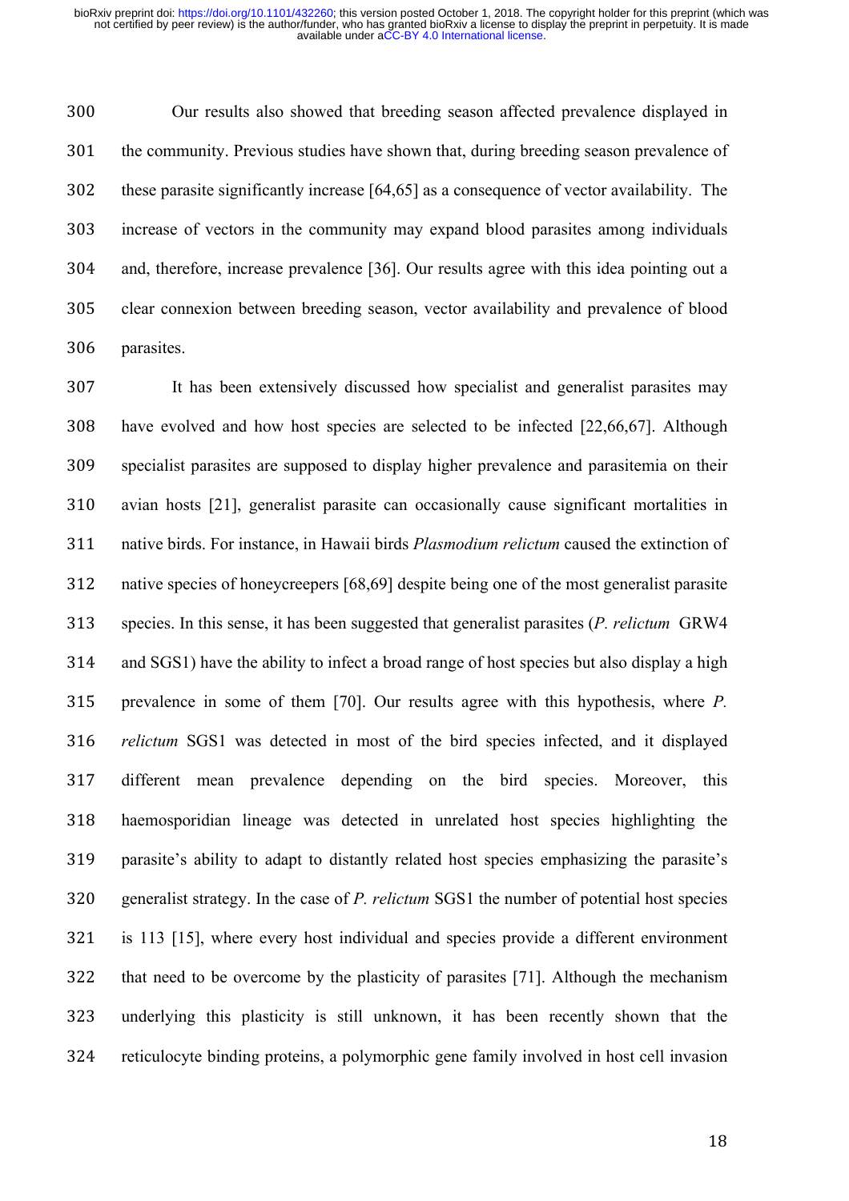Our results also showed that breeding season affected prevalence displayed in the community. Previous studies have shown that, during breeding season prevalence of these parasite significantly increase [64,65] as a consequence of vector availability. The increase of vectors in the community may expand blood parasites among individuals and, therefore, increase prevalence [36]. Our results agree with this idea pointing out a clear connexion between breeding season, vector availability and prevalence of blood parasites.

It has been extensively discussed how specialist and generalist parasites may have evolved and how host species are selected to be infected [22,66,67]. Although specialist parasites are supposed to display higher prevalence and parasitemia on their avian hosts [21], generalist parasite can occasionally cause significant mortalities in native birds. For instance, in Hawaii birds *Plasmodium relictum* caused the extinction of native species of honeycreepers [68,69] despite being one of the most generalist parasite species. In this sense, it has been suggested that generalist parasites (*P. relictum* GRW4 and SGS1) have the ability to infect a broad range of host species but also display a high prevalence in some of them [70]. Our results agree with this hypothesis, where *P. relictum* SGS1 was detected in most of the bird species infected, and it displayed different mean prevalence depending on the bird species. Moreover, this haemosporidian lineage was detected in unrelated host species highlighting the parasite's ability to adapt to distantly related host species emphasizing the parasite's generalist strategy. In the case of *P. relictum* SGS1 the number of potential host species is 113 [15], where every host individual and species provide a different environment that need to be overcome by the plasticity of parasites [71]. Although the mechanism underlying this plasticity is still unknown, it has been recently shown that the reticulocyte binding proteins, a polymorphic gene family involved in host cell invasion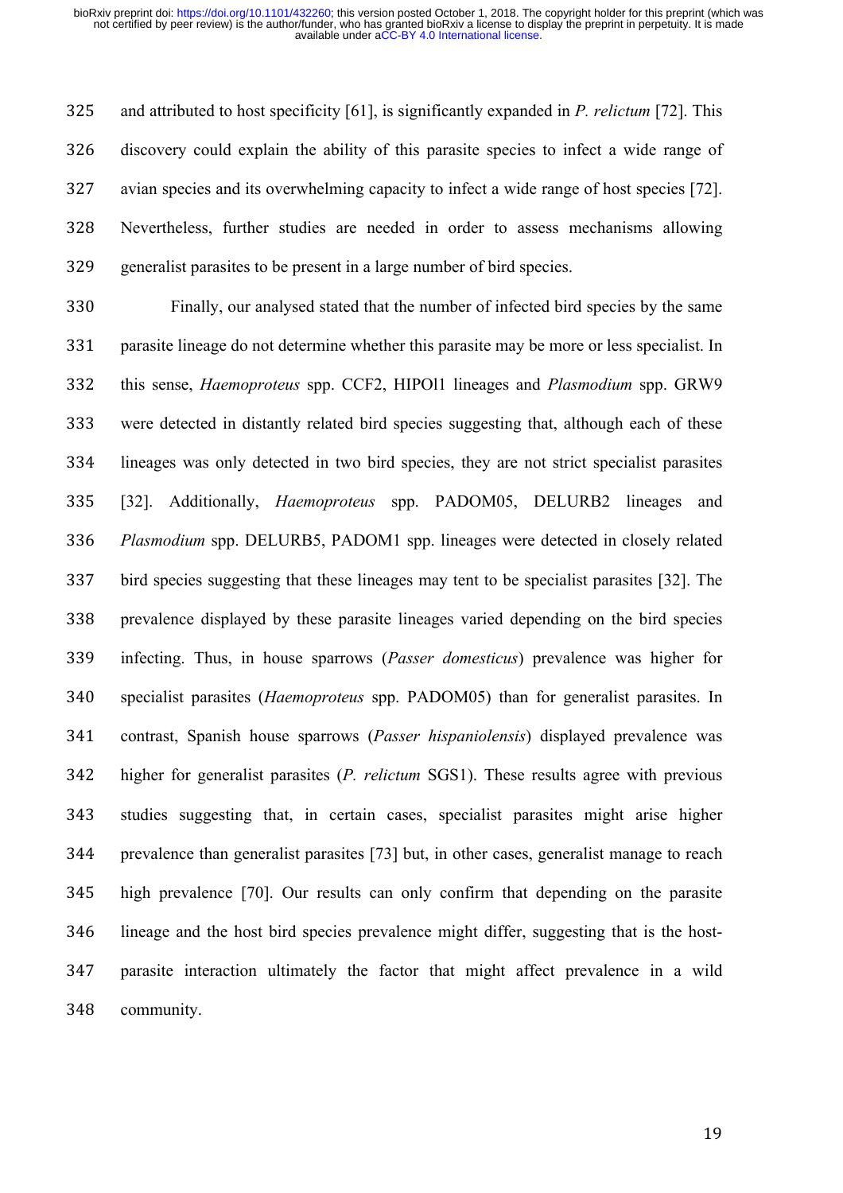and attributed to host specificity [61], is significantly expanded in *P. relictum* [72]. This discovery could explain the ability of this parasite species to infect a wide range of avian species and its overwhelming capacity to infect a wide range of host species [72]. Nevertheless, further studies are needed in order to assess mechanisms allowing generalist parasites to be present in a large number of bird species.

Finally, our analysed stated that the number of infected bird species by the same parasite lineage do not determine whether this parasite may be more or less specialist. In this sense, *Haemoproteus* spp. CCF2, HIPOl1 lineages and *Plasmodium* spp. GRW9 were detected in distantly related bird species suggesting that, although each of these lineages was only detected in two bird species, they are not strict specialist parasites [32]. Additionally, *Haemoproteus* spp. PADOM05, DELURB2 lineages and *Plasmodium* spp. DELURB5, PADOM1 spp. lineages were detected in closely related bird species suggesting that these lineages may tent to be specialist parasites [32]. The prevalence displayed by these parasite lineages varied depending on the bird species infecting. Thus, in house sparrows (*Passer domesticus*) prevalence was higher for specialist parasites (*Haemoproteus* spp. PADOM05) than for generalist parasites. In contrast, Spanish house sparrows (*Passer hispaniolensis*) displayed prevalence was higher for generalist parasites (*P. relictum* SGS1). These results agree with previous studies suggesting that, in certain cases, specialist parasites might arise higher prevalence than generalist parasites [73] but, in other cases, generalist manage to reach high prevalence [70]. Our results can only confirm that depending on the parasite lineage and the host bird species prevalence might differ, suggesting that is the host-parasite interaction ultimately the factor that might affect prevalence in a wild community.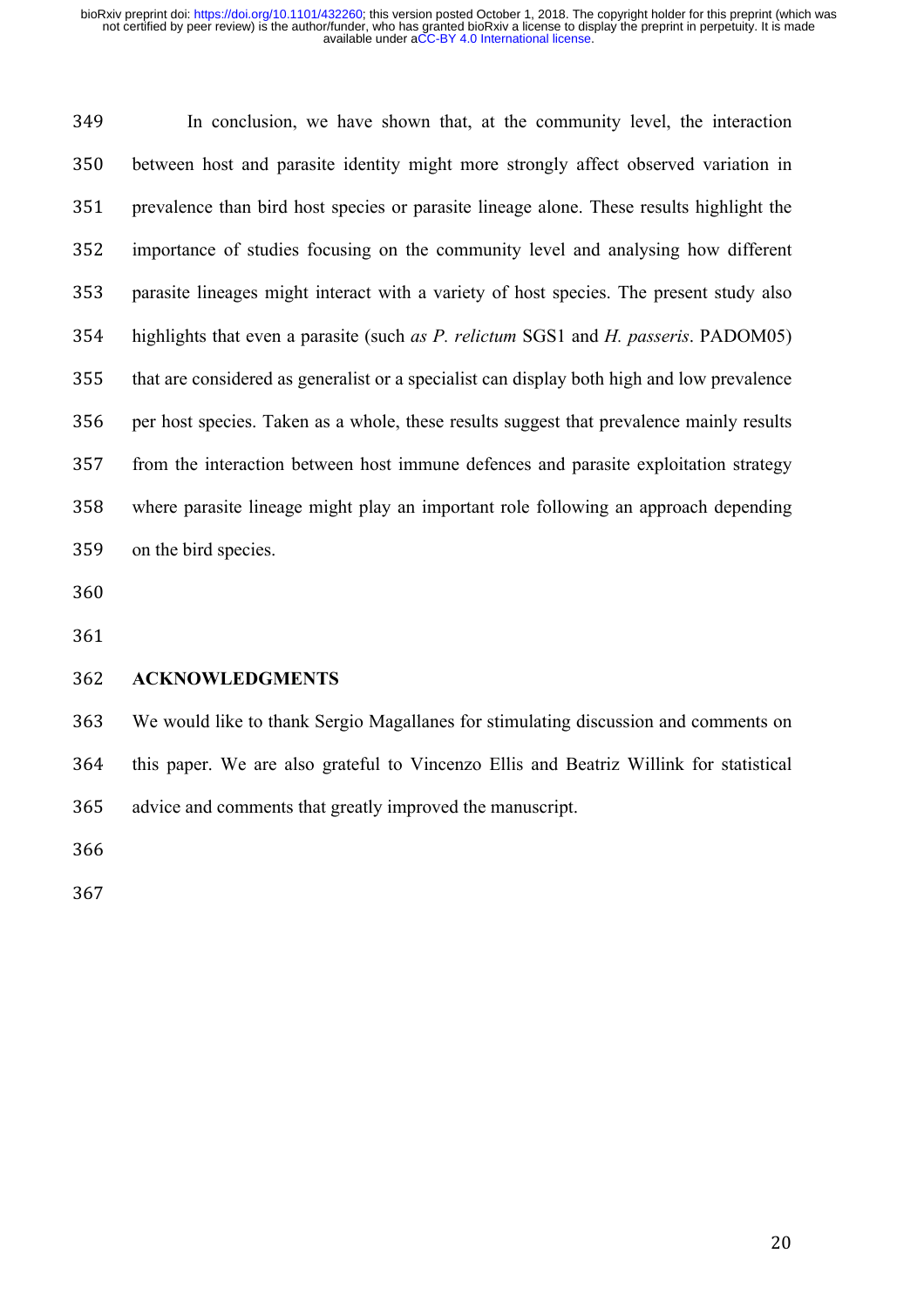In conclusion, we have shown that, at the community level, the interaction between host and parasite identity might more strongly affect observed variation in prevalence than bird host species or parasite lineage alone. These results highlight the importance of studies focusing on the community level and analysing how different parasite lineages might interact with a variety of host species. The present study also highlights that even a parasite (such *as P. relictum* SGS1 and *H. passeris*. PADOM05) that are considered as generalist or a specialist can display both high and low prevalence per host species. Taken as a whole, these results suggest that prevalence mainly results from the interaction between host immune defences and parasite exploitation strategy where parasite lineage might play an important role following an approach depending on the bird species.

## ACKNOWLEDGMENTS

We would like to thank Sergio Magallanes for stimulating discussion and comments on this paper. We are also grateful to Vincenzo Ellis and Beatriz Willink for statistical advice and comments that greatly improved the manuscript.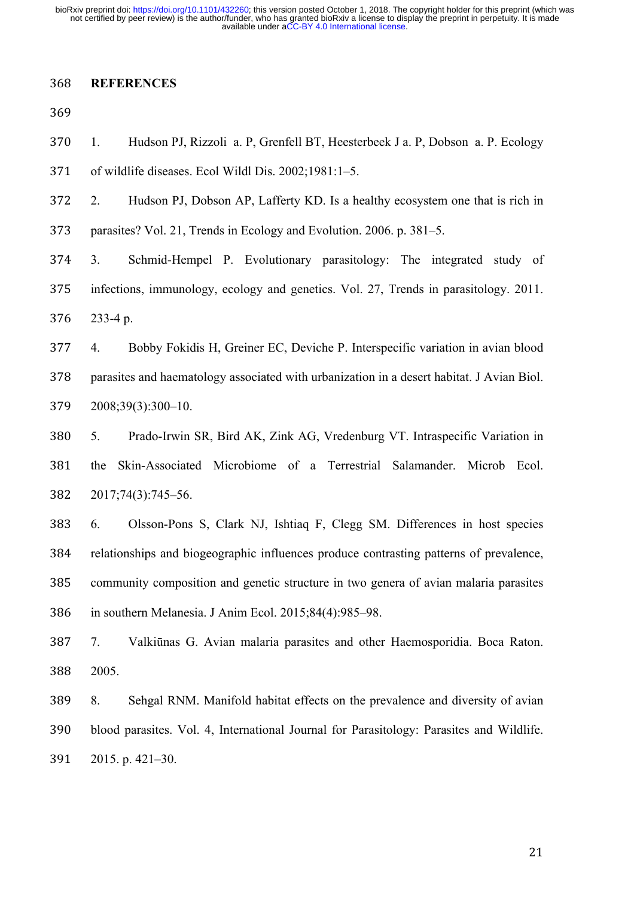## REFERENCES

1. Hudson PJ, Rizzoli a. P, Grenfell BT, Heesterbeek J a. P, Dobson a. P. Ecology of wildlife diseases. Ecol Wildl Dis. 2002;1981:1–5.
2. Hudson PJ, Dobson AP, Lafferty KD. Is a healthy ecosystem one that is rich in parasites? Vol. 21, Trends in Ecology and Evolution. 2006. p. 381–5.
3. Schmid-Hempel P. Evolutionary parasitology: The integrated study of infections, immunology, ecology and genetics. Vol. 27, Trends in parasitology. 2011. 233-4 p.
4. Bobby Fokidis H, Greiner EC, Deviche P. Interspecific variation in avian blood parasites and haematology associated with urbanization in a desert habitat. J Avian Biol. 2008;39(3):300–10.
5. Prado-Irwin SR, Bird AK, Zink AG, Vredenburg VT. Intraspecific Variation in the Skin-Associated Microbiome of a Terrestrial Salamander. Microb Ecol. 2017;74(3):745–56.
6. Olsson-Pons S, Clark NJ, Ishtiaq F, Clegg SM. Differences in host species relationships and biogeographic influences produce contrasting patterns of prevalence, community composition and genetic structure in two genera of avian malaria parasites in southern Melanesia. J Anim Ecol. 2015;84(4):985–98.
7. Valkiūnas G. Avian malaria parasites and other Haemosporidia. Boca Raton. 2005.
8. Sehgal RNM. Manifold habitat effects on the prevalence and diversity of avian blood parasites. Vol. 4, International Journal for Parasitology: Parasites and Wildlife. 2015. p. 421–30.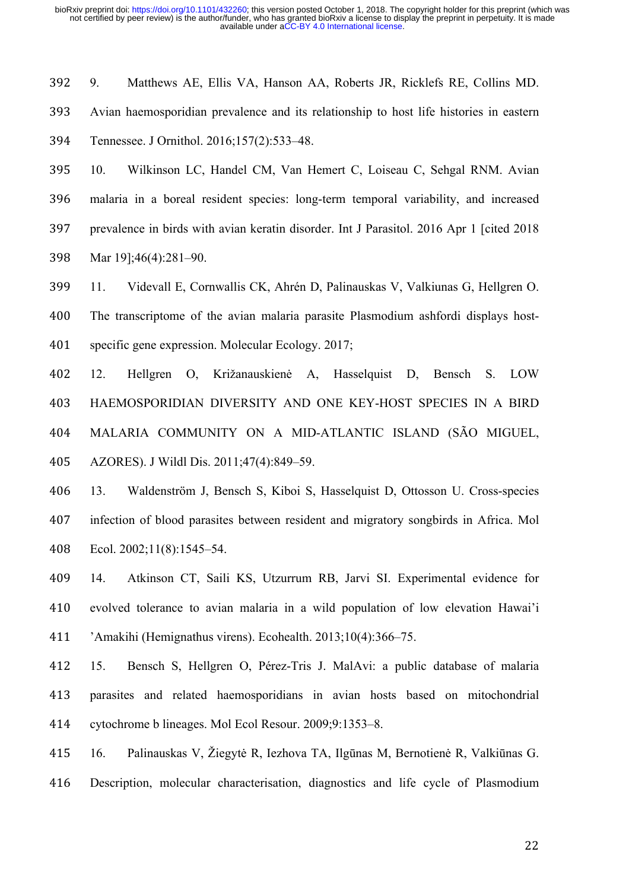9. Matthews AE, Ellis VA, Hanson AA, Roberts JR, Ricklefs RE, Collins MD. Avian haemosporidian prevalence and its relationship to host life histories in eastern Tennessee. J Ornithol. 2016;157(2):533–48.

10. Wilkinson LC, Handel CM, Van Hemert C, Loiseau C, Sehgal RNM. Avian malaria in a boreal resident species: long-term temporal variability, and increased prevalence in birds with avian keratin disorder. Int J Parasitol. 2016 Apr 1 [cited 2018 Mar 19];46(4):281–90.

11. Videvall E, Cornwallis CK, Ahrén D, Palinauskas V, Valkiunas G, Hellgren O. The transcriptome of the avian malaria parasite Plasmodium ashfordi displays host-specific gene expression. Molecular Ecology. 2017;

12. Hellgren O, Križanauskienė A, Hasselquist D, Bensch S. LOW HAEMOSPORIDIAN DIVERSITY AND ONE KEY-HOST SPECIES IN A BIRD MALARIA COMMUNITY ON A MID-ATLANTIC ISLAND (SÃO MIGUEL, AZORES). J Wildl Dis. 2011;47(4):849–59.

13. Waldenström J, Bensch S, Kiboi S, Hasselquist D, Ottosson U. Cross-species infection of blood parasites between resident and migratory songbirds in Africa. Mol Ecol. 2002;11(8):1545–54.

14. Atkinson CT, Saili KS, Utzurrum RB, Jarvi SI. Experimental evidence for evolved tolerance to avian malaria in a wild population of low elevation Hawai'i 'Amakihi (Hemignathus virens). Ecohealth. 2013;10(4):366–75.

15. Bensch S, Hellgren O, Pérez-Tris J. MalAvi: a public database of malaria parasites and related haemosporidians in avian hosts based on mitochondrial cytochrome b lineages. Mol Ecol Resour. 2009;9:1353–8.

16. Palinauskas V, Žiegytė R, Iezhova TA, Ilgūnas M, Bernotienė R, Valkiūnas G. Description, molecular characterisation, diagnostics and life cycle of Plasmodium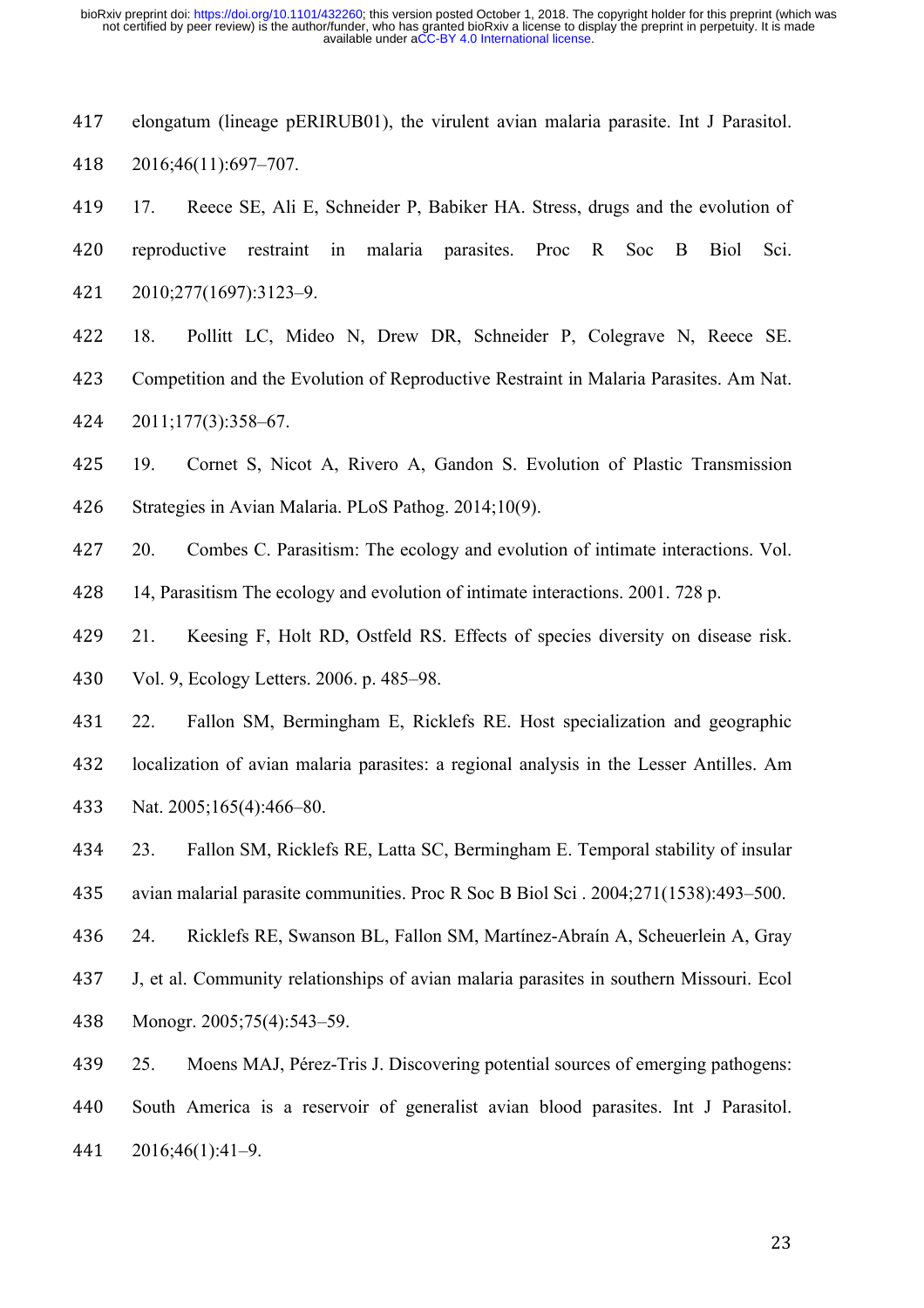elongatum (lineage pERIRUB01), the virulent avian malaria parasite. Int J Parasitol. 2016;46(11):697–707.

17. Reece SE, Ali E, Schneider P, Babiker HA. Stress, drugs and the evolution of reproductive restraint in malaria parasites. Proc R Soc B Biol Sci. 2010;277(1697):3123–9.

18. Pollitt LC, Mideo N, Drew DR, Schneider P, Colegrave N, Reece SE. Competition and the Evolution of Reproductive Restraint in Malaria Parasites. Am Nat. 2011;177(3):358–67.

19. Cornet S, Nicot A, Rivero A, Gandon S. Evolution of Plastic Transmission Strategies in Avian Malaria. PLoS Pathog. 2014;10(9).

20. Combes C. Parasitism: The ecology and evolution of intimate interactions. Vol. 14, Parasitism The ecology and evolution of intimate interactions. 2001. 728 p.

21. Keesing F, Holt RD, Ostfeld RS. Effects of species diversity on disease risk. Vol. 9, Ecology Letters. 2006. p. 485–98.

22. Fallon SM, Bermingham E, Ricklefs RE. Host specialization and geographic localization of avian malaria parasites: a regional analysis in the Lesser Antilles. Am Nat. 2005;165(4):466–80.

23. Fallon SM, Ricklefs RE, Latta SC, Bermingham E. Temporal stability of insular avian malarial parasite communities. Proc R Soc B Biol Sci . 2004;271(1538):493–500.

24. Ricklefs RE, Swanson BL, Fallon SM, Martínez-Abraín A, Scheuerlein A, Gray J, et al. Community relationships of avian malaria parasites in southern Missouri. Ecol Monogr. 2005;75(4):543–59.

25. Moens MAJ, Pérez-Tris J. Discovering potential sources of emerging pathogens: South America is a reservoir of generalist avian blood parasites. Int J Parasitol. 2016;46(1):41–9.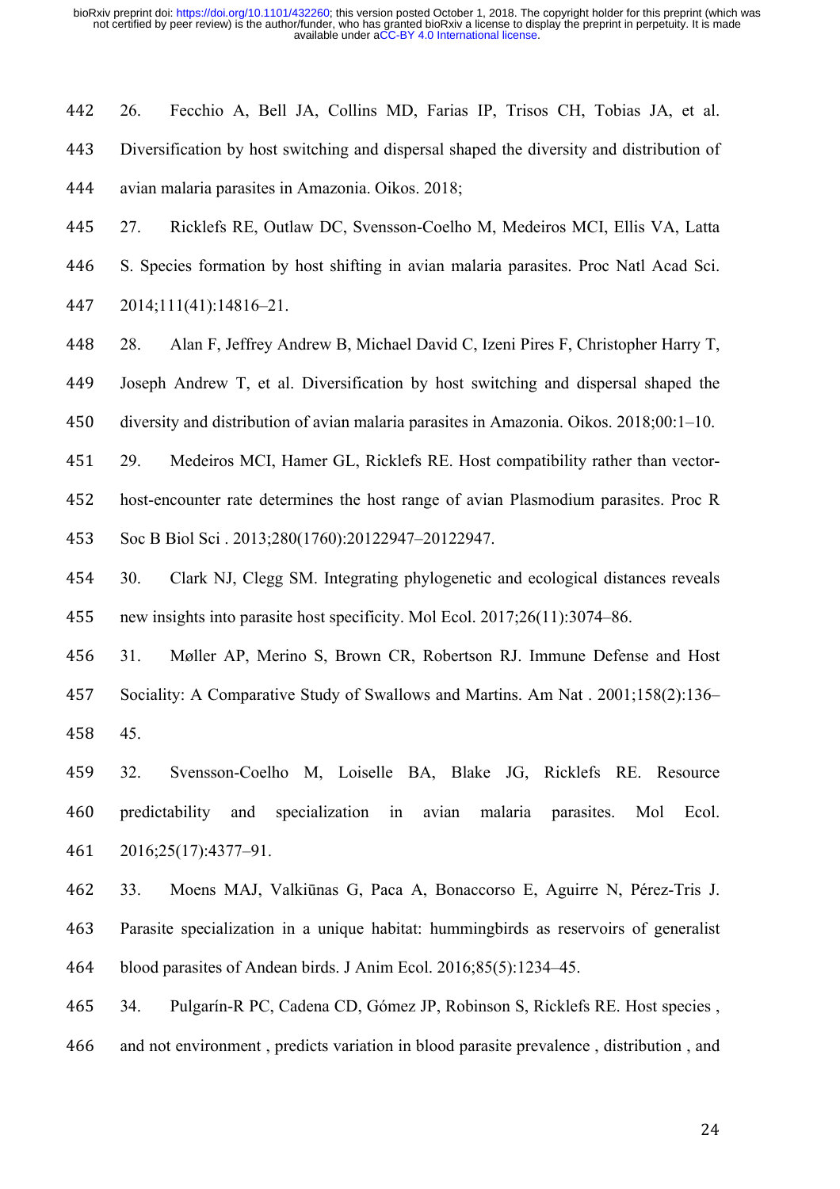26. Fecchio A, Bell JA, Collins MD, Farias IP, Trisos CH, Tobias JA, et al. Diversification by host switching and dispersal shaped the diversity and distribution of avian malaria parasites in Amazonia. Oikos. 2018;

27. Ricklefs RE, Outlaw DC, Svensson-Coelho M, Medeiros MCI, Ellis VA, Latta S. Species formation by host shifting in avian malaria parasites. Proc Natl Acad Sci. 2014;111(41):14816–21.

28. Alan F, Jeffrey Andrew B, Michael David C, Izeni Pires F, Christopher Harry T, Joseph Andrew T, et al. Diversification by host switching and dispersal shaped the diversity and distribution of avian malaria parasites in Amazonia. Oikos. 2018;00:1–10.

29. Medeiros MCI, Hamer GL, Ricklefs RE. Host compatibility rather than vector-host-encounter rate determines the host range of avian Plasmodium parasites. Proc R Soc B Biol Sci . 2013;280(1760):20122947–20122947.

30. Clark NJ, Clegg SM. Integrating phylogenetic and ecological distances reveals new insights into parasite host specificity. Mol Ecol. 2017;26(11):3074–86.

31. Møller AP, Merino S, Brown CR, Robertson RJ. Immune Defense and Host Sociality: A Comparative Study of Swallows and Martins. Am Nat . 2001;158(2):136–45.

32. Svensson-Coelho M, Loiselle BA, Blake JG, Ricklefs RE. Resource predictability and specialization in avian malaria parasites. Mol Ecol. 2016;25(17):4377–91.

33. Moens MAJ, Valkiūnas G, Paca A, Bonaccorso E, Aguirre N, Pérez-Tris J. Parasite specialization in a unique habitat: hummingbirds as reservoirs of generalist blood parasites of Andean birds. J Anim Ecol. 2016;85(5):1234–45.

34. Pulgarín-R PC, Cadena CD, Gómez JP, Robinson S, Ricklefs RE. Host species , and not environment , predicts variation in blood parasite prevalence , distribution , and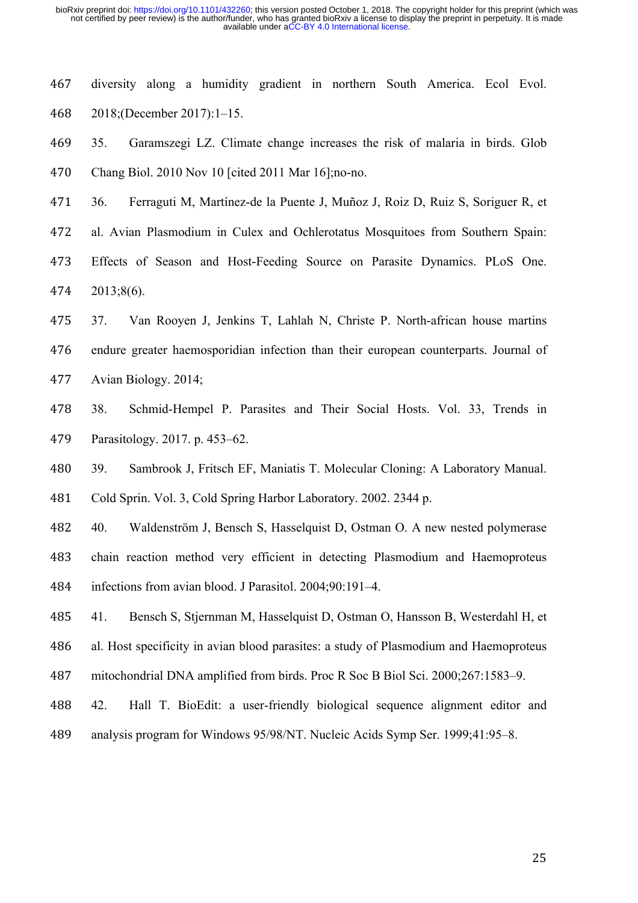diversity along a humidity gradient in northern South America. Ecol Evol. 2018;(December 2017):1–15.

35. Garamszegi LZ. Climate change increases the risk of malaria in birds. Glob Chang Biol. 2010 Nov 10 [cited 2011 Mar 16];no-no.

36. Ferraguti M, Martínez-de la Puente J, Muñoz J, Roiz D, Ruiz S, Soriguer R, et al. Avian Plasmodium in Culex and Ochlerotatus Mosquitoes from Southern Spain: Effects of Season and Host-Feeding Source on Parasite Dynamics. PLoS One. 2013;8(6).

37. Van Rooyen J, Jenkins T, Lahlah N, Christe P. North-african house martins endure greater haemosporidian infection than their european counterparts. Journal of Avian Biology. 2014;

38. Schmid-Hempel P. Parasites and Their Social Hosts. Vol. 33, Trends in Parasitology. 2017. p. 453–62.

39. Sambrook J, Fritsch EF, Maniatis T. Molecular Cloning: A Laboratory Manual. Cold Sprin. Vol. 3, Cold Spring Harbor Laboratory. 2002. 2344 p.

40. Waldenström J, Bensch S, Hasselquist D, Ostman O. A new nested polymerase chain reaction method very efficient in detecting Plasmodium and Haemoproteus infections from avian blood. J Parasitol. 2004;90:191–4.

41. Bensch S, Stjernman M, Hasselquist D, Ostman O, Hansson B, Westerdahl H, et al. Host specificity in avian blood parasites: a study of Plasmodium and Haemoproteus mitochondrial DNA amplified from birds. Proc R Soc B Biol Sci. 2000;267:1583–9.

42. Hall T. BioEdit: a user-friendly biological sequence alignment editor and analysis program for Windows 95/98/NT. Nucleic Acids Symp Ser. 1999;41:95–8.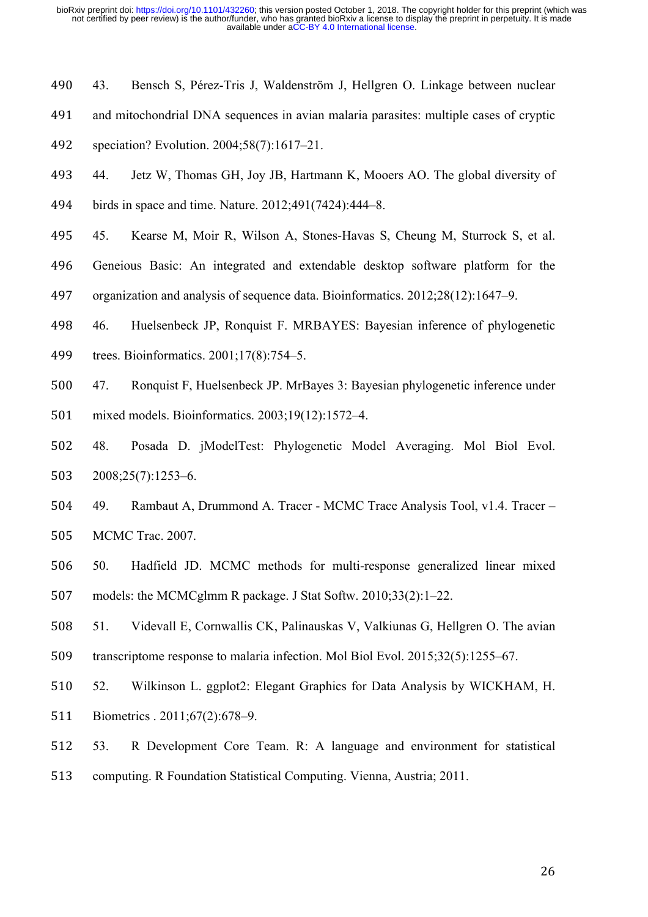43. Bensch S, Pérez-Tris J, Waldenström J, Hellgren O. Linkage between nuclear and mitochondrial DNA sequences in avian malaria parasites: multiple cases of cryptic speciation? Evolution. 2004;58(7):1617–21.

44. Jetz W, Thomas GH, Joy JB, Hartmann K, Mooers AO. The global diversity of birds in space and time. Nature. 2012;491(7424):444–8.

45. Kearse M, Moir R, Wilson A, Stones-Havas S, Cheung M, Sturrock S, et al. Geneious Basic: An integrated and extendable desktop software platform for the organization and analysis of sequence data. Bioinformatics. 2012;28(12):1647–9.

46. Huelsenbeck JP, Ronquist F. MRBAYES: Bayesian inference of phylogenetic trees. Bioinformatics. 2001;17(8):754–5.

47. Ronquist F, Huelsenbeck JP. MrBayes 3: Bayesian phylogenetic inference under mixed models. Bioinformatics. 2003;19(12):1572–4.

48. Posada D. jModelTest: Phylogenetic Model Averaging. Mol Biol Evol. 2008;25(7):1253–6.

49. Rambaut A, Drummond A. Tracer - MCMC Trace Analysis Tool, v1.4. Tracer – MCMC Trac. 2007.

50. Hadfield JD. MCMC methods for multi-response generalized linear mixed models: the MCMCglmm R package. J Stat Softw. 2010;33(2):1–22.

51. Videvall E, Cornwallis CK, Palinauskas V, Valkiunas G, Hellgren O. The avian transcriptome response to malaria infection. Mol Biol Evol. 2015;32(5):1255–67.

52. Wilkinson L. ggplot2: Elegant Graphics for Data Analysis by WICKHAM, H. Biometrics . 2011;67(2):678–9.

53. R Development Core Team. R: A language and environment for statistical computing. R Foundation Statistical Computing. Vienna, Austria; 2011.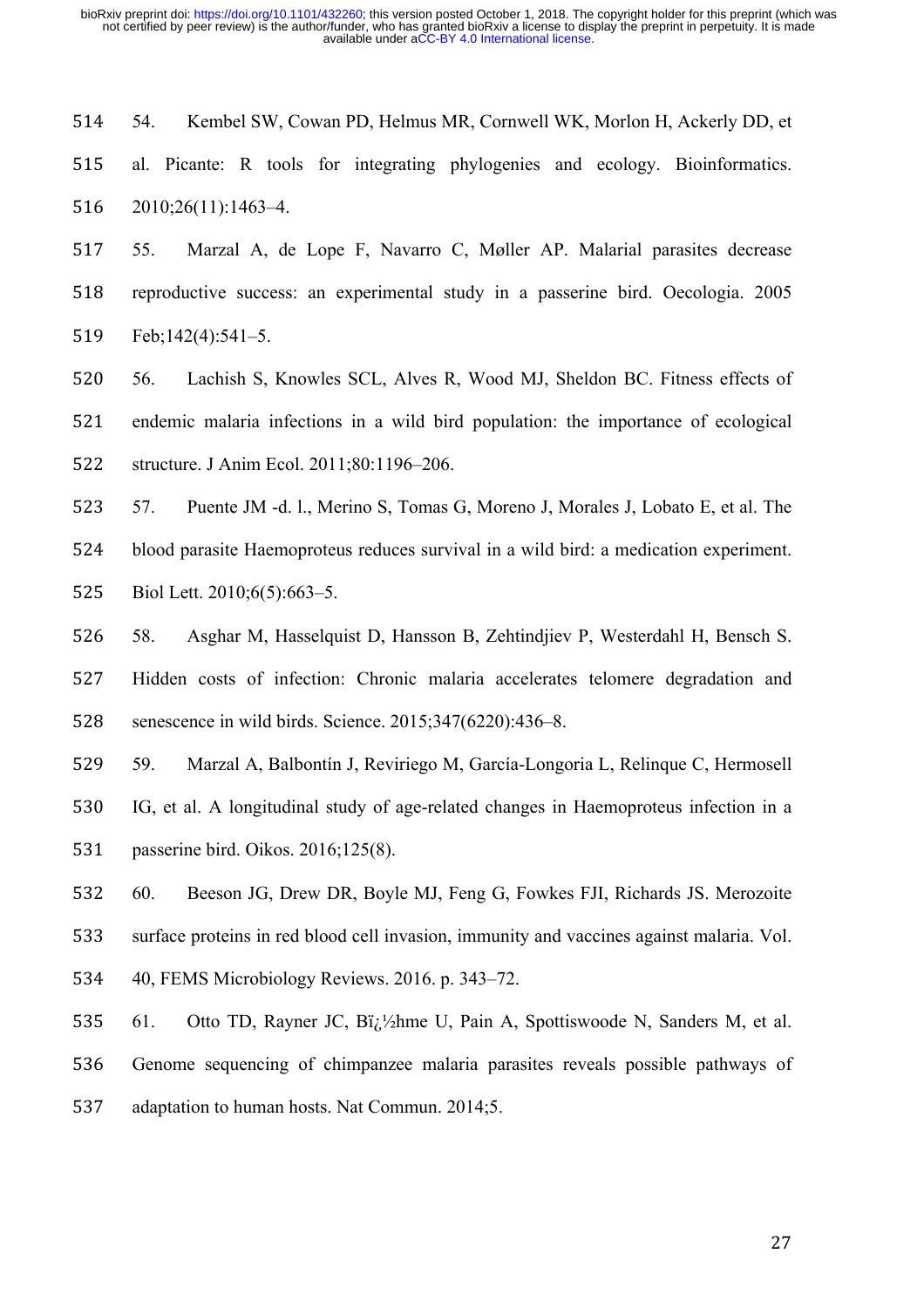54. Kembel SW, Cowan PD, Helmus MR, Cornwell WK, Morlon H, Ackerly DD, et al. Picante: R tools for integrating phylogenies and ecology. Bioinformatics. 2010;26(11):1463–4.

55. Marzal A, de Lope F, Navarro C, Møller AP. Malarial parasites decrease reproductive success: an experimental study in a passerine bird. Oecologia. 2005 Feb;142(4):541–5.

56. Lachish S, Knowles SCL, Alves R, Wood MJ, Sheldon BC. Fitness effects of endemic malaria infections in a wild bird population: the importance of ecological structure. J Anim Ecol. 2011;80:1196–206.

57. Puente JM -d. l., Merino S, Tomas G, Moreno J, Morales J, Lobato E, et al. The blood parasite Haemoproteus reduces survival in a wild bird: a medication experiment. Biol Lett. 2010;6(5):663–5.

58. Asghar M, Hasselquist D, Hansson B, Zehtindjiev P, Westerdahl H, Bensch S. Hidden costs of infection: Chronic malaria accelerates telomere degradation and senescence in wild birds. Science. 2015;347(6220):436–8.

59. Marzal A, Balbontín J, Reviriego M, García-Longoria L, Relinque C, Hermosell IG, et al. A longitudinal study of age-related changes in Haemoproteus infection in a passerine bird. Oikos. 2016;125(8).

60. Beeson JG, Drew DR, Boyle MJ, Feng G, Fowkes FJI, Richards JS. Merozoite surface proteins in red blood cell invasion, immunity and vaccines against malaria. Vol. 40, FEMS Microbiology Reviews. 2016. p. 343–72.

61. Otto TD, Rayner JC, Bï¿½hme U, Pain A, Spottiswoode N, Sanders M, et al. Genome sequencing of chimpanzee malaria parasites reveals possible pathways of adaptation to human hosts. Nat Commun. 2014;5.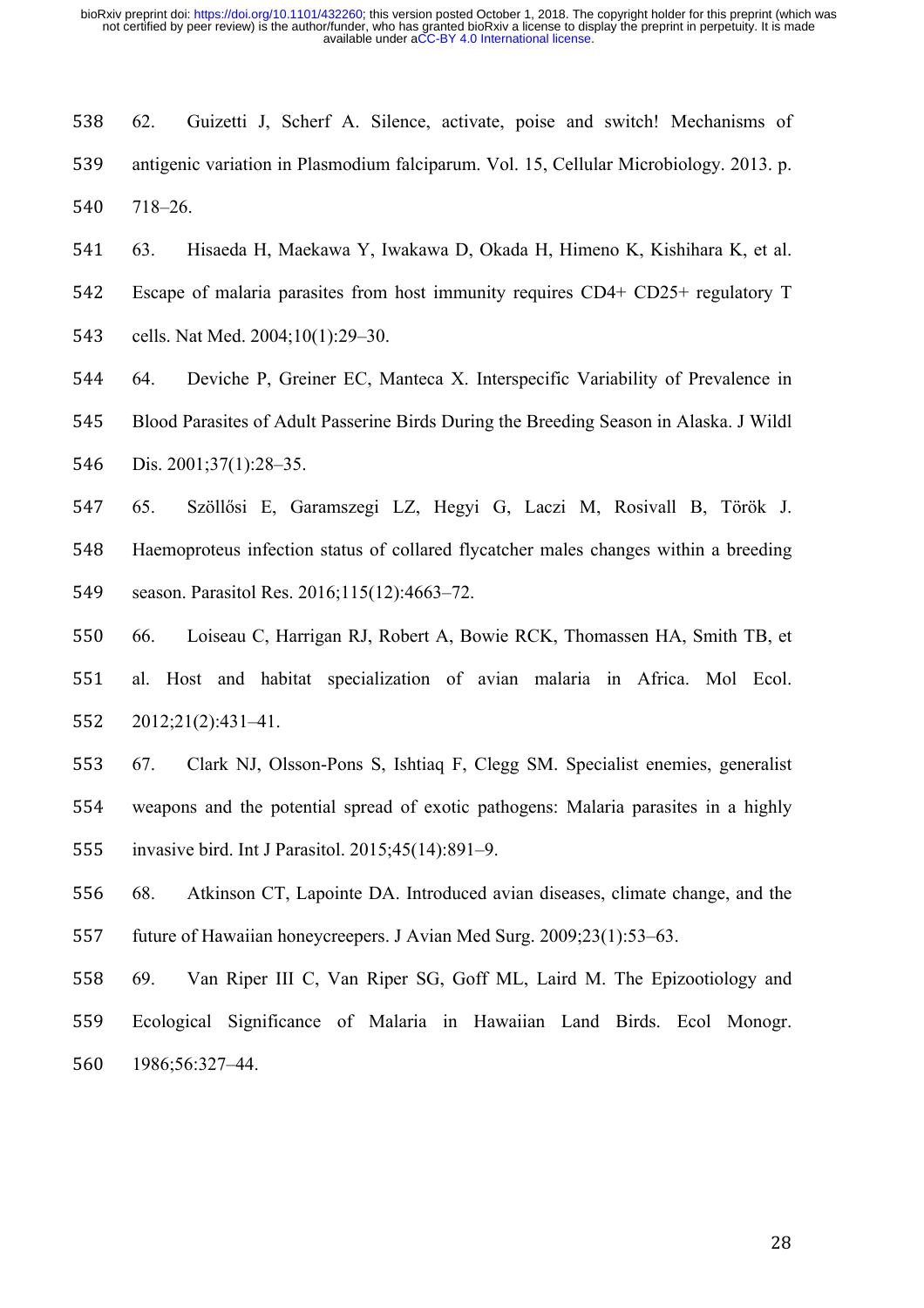62. Guizetti J, Scherf A. Silence, activate, poise and switch! Mechanisms of antigenic variation in Plasmodium falciparum. Vol. 15, Cellular Microbiology. 2013. p. 718–26.

63. Hisaeda H, Maekawa Y, Iwakawa D, Okada H, Himeno K, Kishihara K, et al. Escape of malaria parasites from host immunity requires CD4+ CD25+ regulatory T cells. Nat Med. 2004;10(1):29–30.

64. Deviche P, Greiner EC, Manteca X. Interspecific Variability of Prevalence in Blood Parasites of Adult Passerine Birds During the Breeding Season in Alaska. J Wildl Dis. 2001;37(1):28–35.

65. Szöllősi E, Garamszegi LZ, Hegyi G, Laczi M, Rosivall B, Török J. Haemoproteus infection status of collared flycatcher males changes within a breeding season. Parasitol Res. 2016;115(12):4663–72.

66. Loiseau C, Harrigan RJ, Robert A, Bowie RCK, Thomassen HA, Smith TB, et al. Host and habitat specialization of avian malaria in Africa. Mol Ecol. 2012;21(2):431–41.

67. Clark NJ, Olsson-Pons S, Ishtiaq F, Clegg SM. Specialist enemies, generalist weapons and the potential spread of exotic pathogens: Malaria parasites in a highly invasive bird. Int J Parasitol. 2015;45(14):891–9.

68. Atkinson CT, Lapointe DA. Introduced avian diseases, climate change, and the future of Hawaiian honeycreepers. J Avian Med Surg. 2009;23(1):53–63.

69. Van Riper III C, Van Riper SG, Goff ML, Laird M. The Epizootiology and Ecological Significance of Malaria in Hawaiian Land Birds. Ecol Monogr. 1986;56:327–44.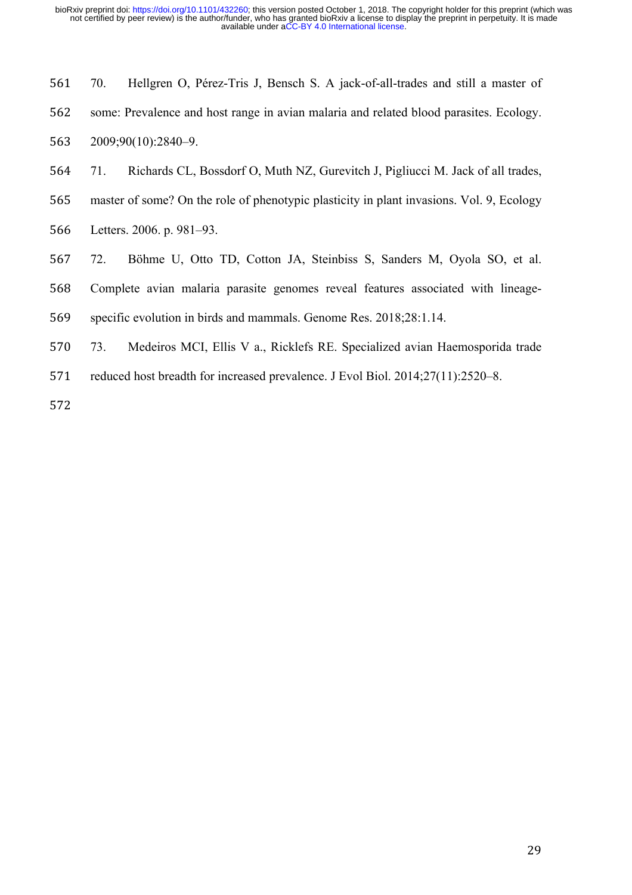70. Hellgren O, Pérez-Tris J, Bensch S. A jack-of-all-trades and still a master of some: Prevalence and host range in avian malaria and related blood parasites. Ecology. 2009;90(10):2840–9.

71. Richards CL, Bossdorf O, Muth NZ, Gurevitch J, Pigliucci M. Jack of all trades, master of some? On the role of phenotypic plasticity in plant invasions. Vol. 9, Ecology Letters. 2006. p. 981–93.

72. Böhme U, Otto TD, Cotton JA, Steinbiss S, Sanders M, Oyola SO, et al. Complete avian malaria parasite genomes reveal features associated with lineage-specific evolution in birds and mammals. Genome Res. 2018;28:1.14.

73. Medeiros MCI, Ellis V a., Ricklefs RE. Specialized avian Haemosporida trade reduced host breadth for increased prevalence. J Evol Biol. 2014;27(11):2520–8.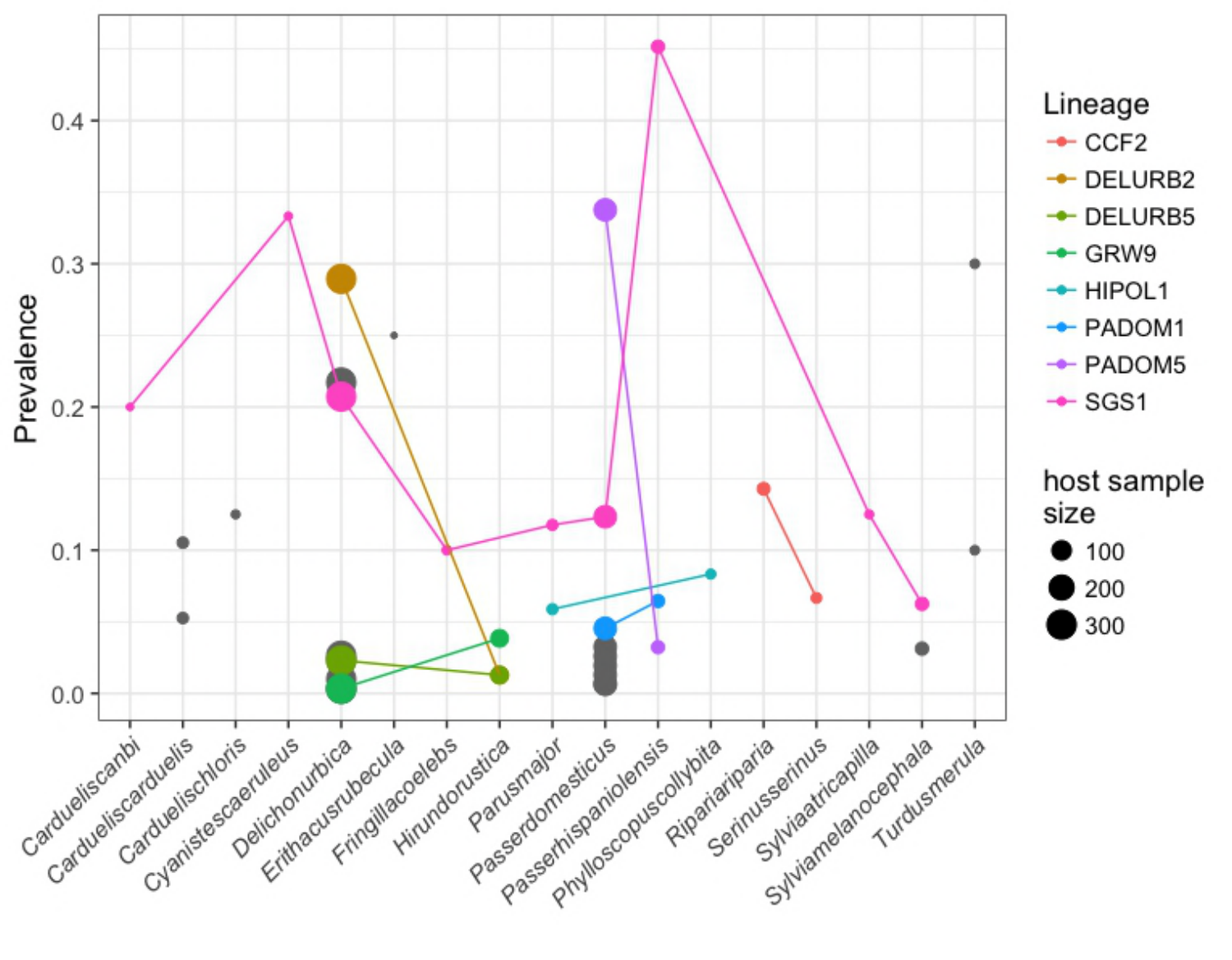Prevalence

0.4

0.3

0.2

0.1

0.0

Cardueliscanbi
Carduelis carduelis
Carduelischloris
Cyanistescaeruleus
Delichonurbica
Erithacusrubecula
Fringillacoelebs
Hirundorustica
Parusmajor
Passerdomesticus
Passerhispaniolensis
Phylloscopuscollybita
Ripariariparia
Serinusserinus
Sylviaatricapilla
Sylviamelanocephala
Turdusmerula

Lineage
CCF2
DELURB2
DELURB5
GRW9
HIPOL1
PADOM1
PADOM5
SGS1

host sample size
100
200
300